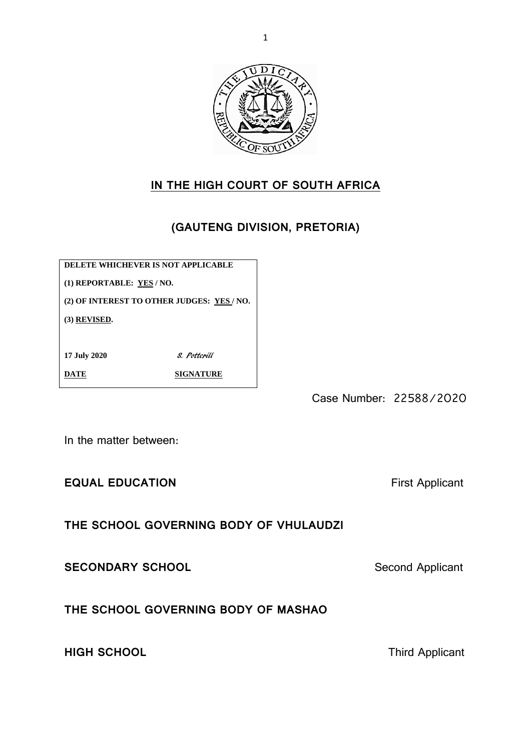**IN THE HIGH COURT OF SOUTH AFRICA**

**(GAUTENG DIVISION, PRETORIA)**

| DELETE WHICHEVER IS NOT APPLICABLE | |
|---|---|
| (1) REPORTABLE: YES / NO. | |
| (2) OF INTEREST TO OTHER JUDGES: YES / NO. | |
| (3) REVISED. | |
| 17 July 2020 | *S. Potterill* |
| DATE | SIGNATURE |

Case Number: 22588/2020

In the matter between:

**EQUAL EDUCATION** First Applicant

**THE SCHOOL GOVERNING BODY OF VHULAUDZI SECONDARY SCHOOL** Second Applicant

**THE SCHOOL GOVERNING BODY OF MASHAO HIGH SCHOOL** Third Applicant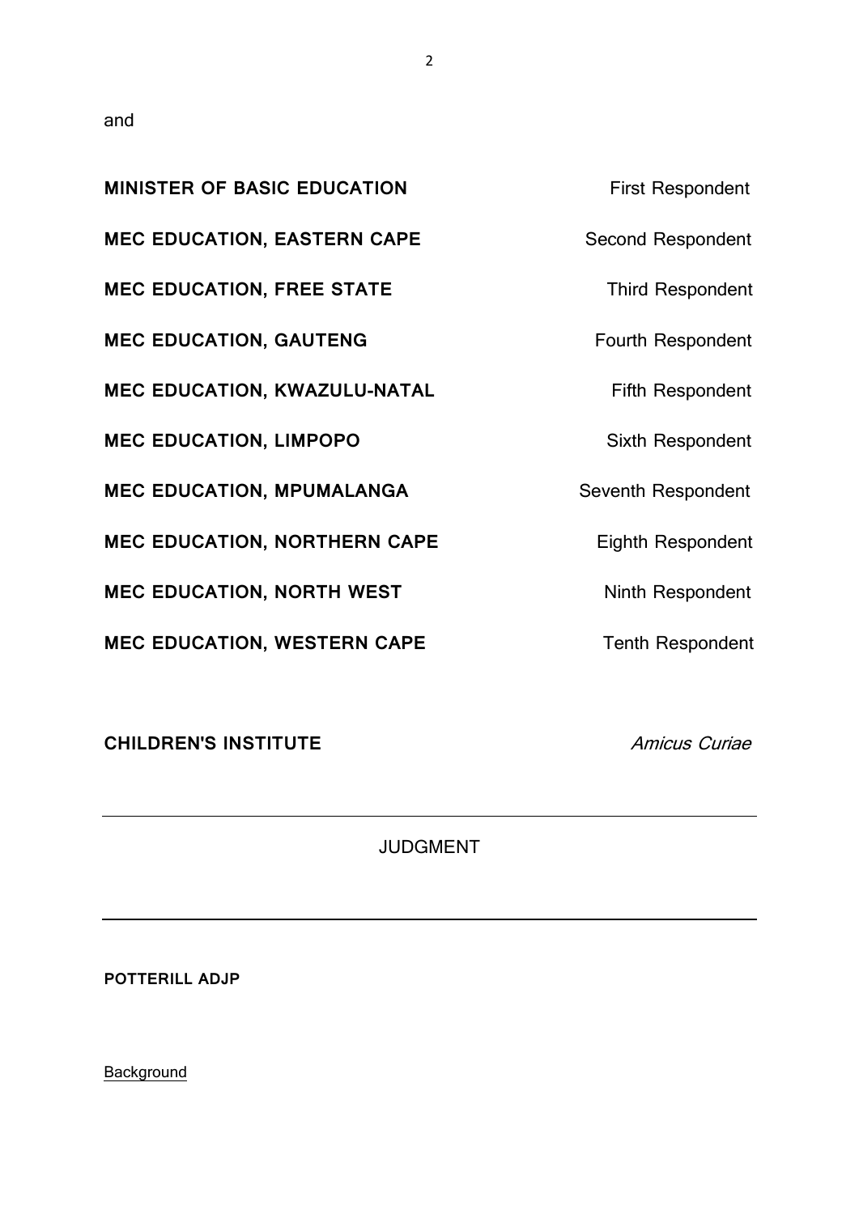and

| | |
|---|---|
| **MINISTER OF BASIC EDUCATION** | First Respondent |
| **MEC EDUCATION, EASTERN CAPE** | Second Respondent |
| **MEC EDUCATION, FREE STATE** | Third Respondent |
| **MEC EDUCATION, GAUTENG** | Fourth Respondent |
| **MEC EDUCATION, KWAZULU-NATAL** | Fifth Respondent |
| **MEC EDUCATION, LIMPOPO** | Sixth Respondent |
| **MEC EDUCATION, MPUMALANGA** | Seventh Respondent |
| **MEC EDUCATION, NORTHERN CAPE** | Eighth Respondent |
| **MEC EDUCATION, NORTH WEST** | Ninth Respondent |
| **MEC EDUCATION, WESTERN CAPE** | Tenth Respondent |
| **CHILDREN'S INSTITUTE** | *Amicus Curiae* |

---

JUDGMENT

---

**POTTERILL ADJP**

Background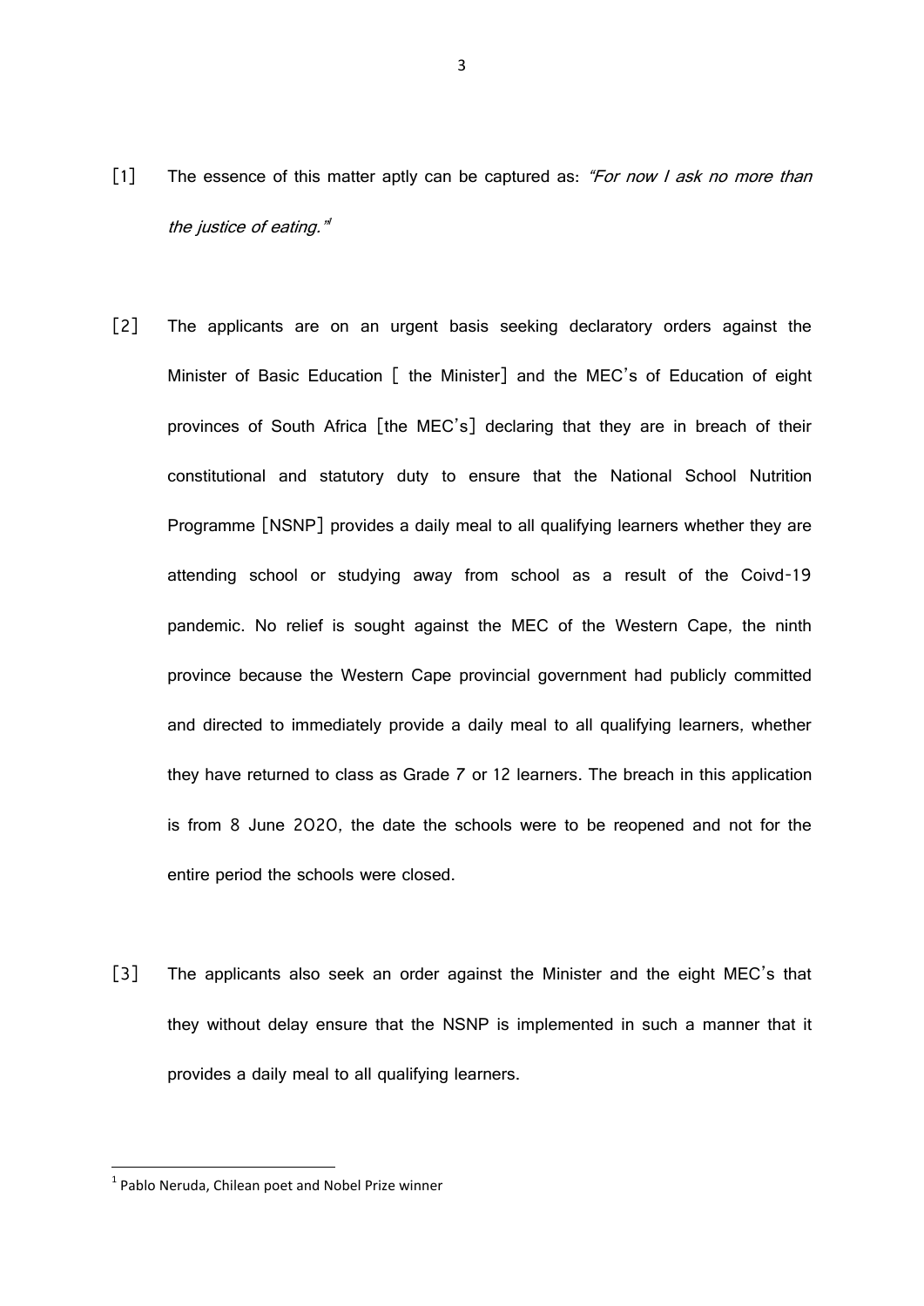[1] The essence of this matter aptly can be captured as: *"For now I ask no more than the justice of eating."*[1]

[2] The applicants are on an urgent basis seeking declaratory orders against the Minister of Basic Education [ the Minister] and the MEC's of Education of eight provinces of South Africa [the MEC's] declaring that they are in breach of their constitutional and statutory duty to ensure that the National School Nutrition Programme [NSNP] provides a daily meal to all qualifying learners whether they are attending school or studying away from school as a result of the Coivd-19 pandemic. No relief is sought against the MEC of the Western Cape, the ninth province because the Western Cape provincial government had publicly committed and directed to immediately provide a daily meal to all qualifying learners, whether they have returned to class as Grade 7 or 12 learners. The breach in this application is from 8 June 2020, the date the schools were to be reopened and not for the entire period the schools were closed.

[3] The applicants also seek an order against the Minister and the eight MEC's that they without delay ensure that the NSNP is implemented in such a manner that it provides a daily meal to all qualifying learners.

---

[1] Pablo Neruda, Chilean poet and Nobel Prize winner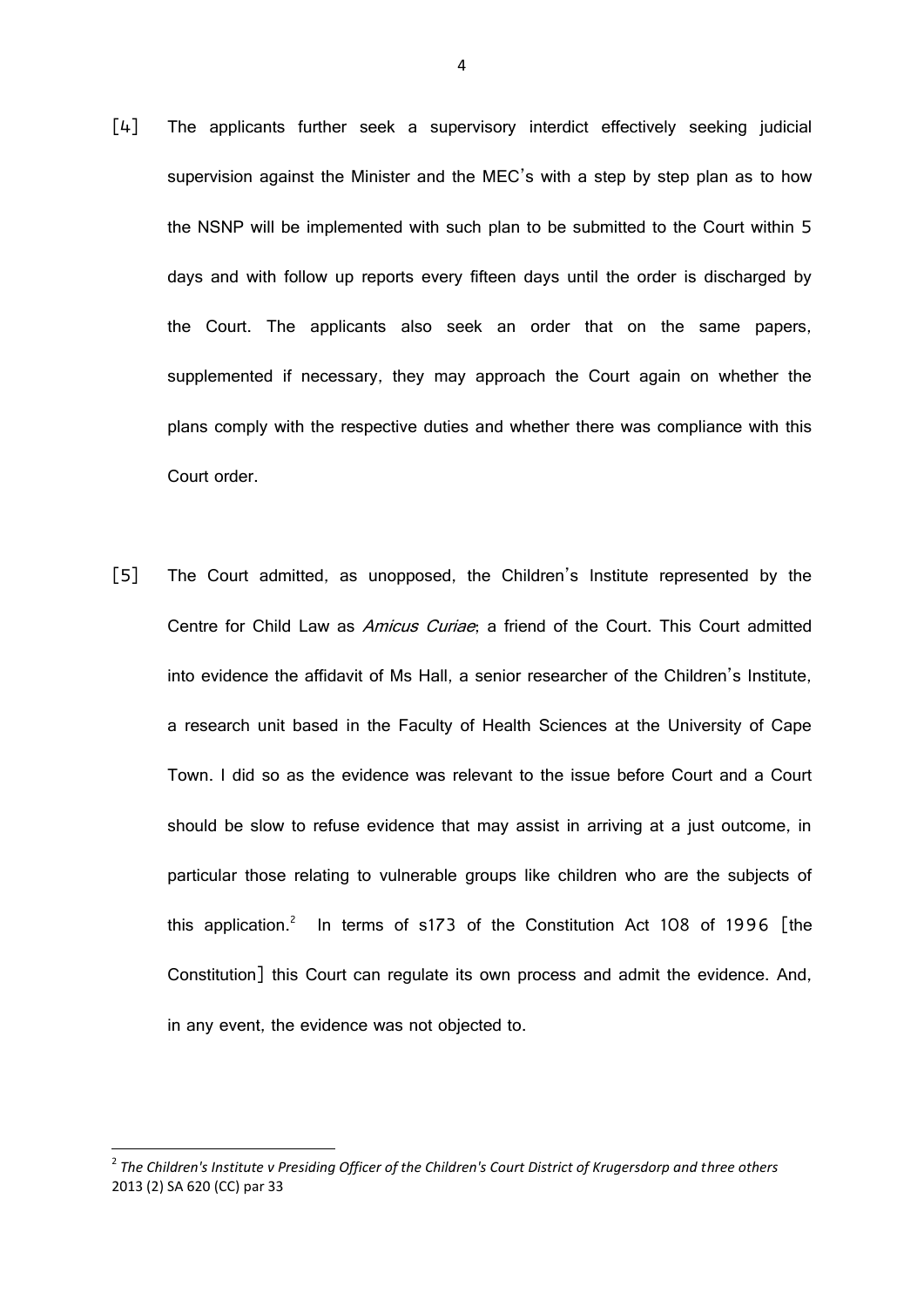[4] The applicants further seek a supervisory interdict effectively seeking judicial supervision against the Minister and the MEC's with a step by step plan as to how the NSNP will be implemented with such plan to be submitted to the Court within 5 days and with follow up reports every fifteen days until the order is discharged by the Court. The applicants also seek an order that on the same papers, supplemented if necessary, they may approach the Court again on whether the plans comply with the respective duties and whether there was compliance with this Court order.

[5] The Court admitted, as unopposed, the Children's Institute represented by the Centre for Child Law as *Amicus Curiae*; a friend of the Court. This Court admitted into evidence the affidavit of Ms Hall, a senior researcher of the Children's Institute, a research unit based in the Faculty of Health Sciences at the University of Cape Town. I did so as the evidence was relevant to the issue before Court and a Court should be slow to refuse evidence that may assist in arriving at a just outcome, in particular those relating to vulnerable groups like children who are the subjects of this application.[2] In terms of s173 of the Constitution Act 108 of 1996 [the Constitution] this Court can regulate its own process and admit the evidence. And, in any event, the evidence was not objected to.

---

[2] *The Children's Institute v Presiding Officer of the Children's Court District of Krugersdorp and three others* 2013 (2) SA 620 (CC) par 33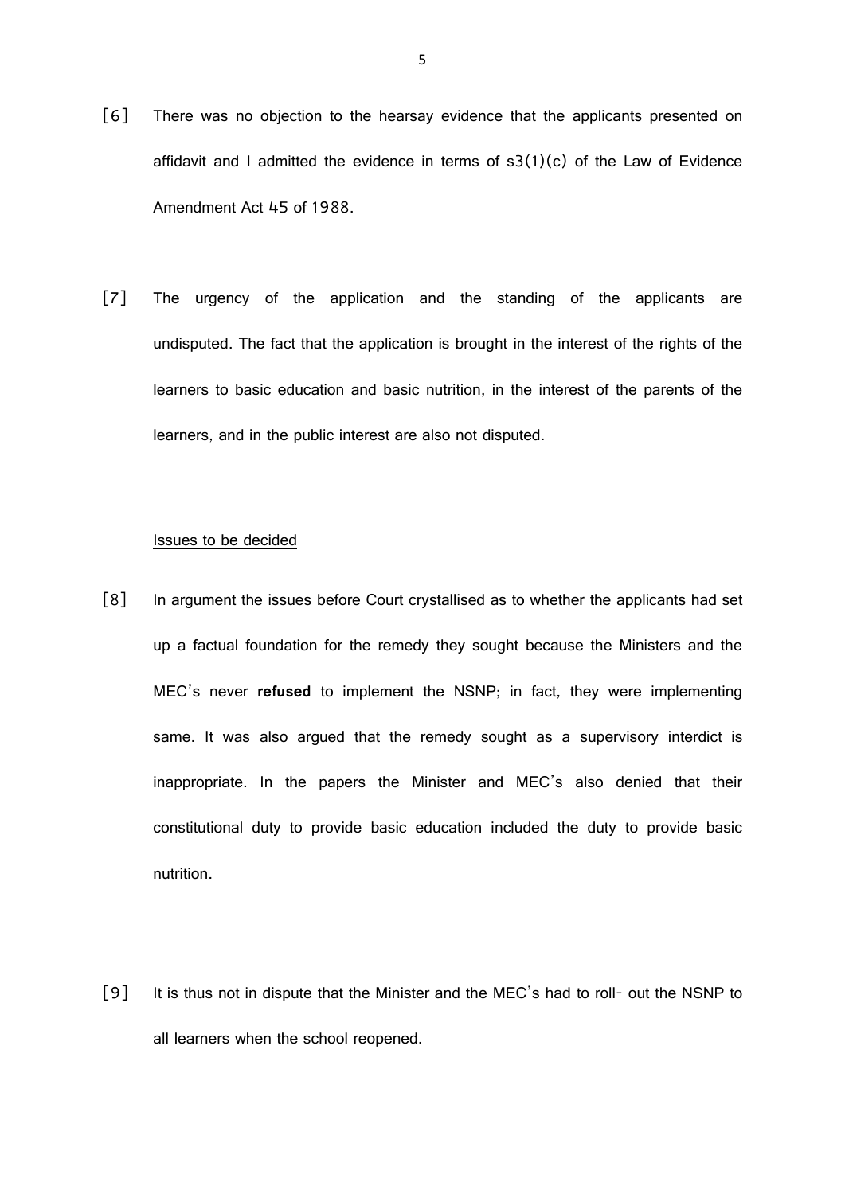[6] There was no objection to the hearsay evidence that the applicants presented on affidavit and I admitted the evidence in terms of s3(1)(c) of the Law of Evidence Amendment Act 45 of 1988.

[7] The urgency of the application and the standing of the applicants are undisputed. The fact that the application is brought in the interest of the rights of the learners to basic education and basic nutrition, in the interest of the parents of the learners, and in the public interest are also not disputed.

Issues to be decided

[8] In argument the issues before Court crystallised as to whether the applicants had set up a factual foundation for the remedy they sought because the Ministers and the MEC's never **refused** to implement the NSNP; in fact, they were implementing same. It was also argued that the remedy sought as a supervisory interdict is inappropriate. In the papers the Minister and MEC's also denied that their constitutional duty to provide basic education included the duty to provide basic nutrition.

[9] It is thus not in dispute that the Minister and the MEC's had to roll- out the NSNP to all learners when the school reopened.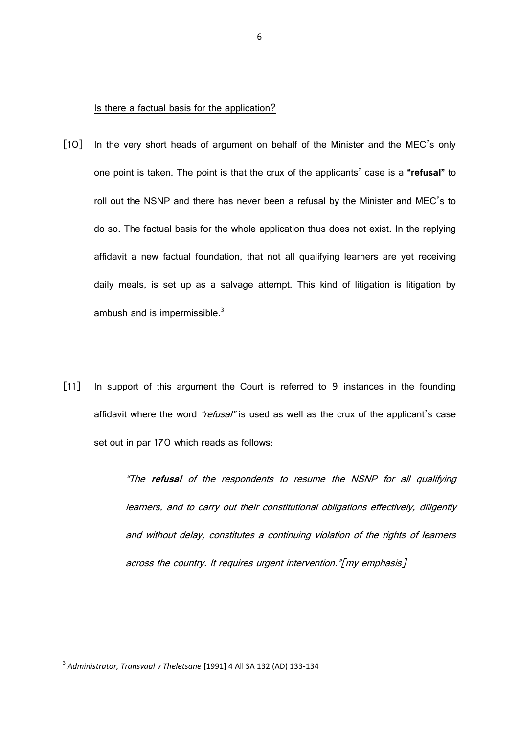Is there a factual basis for the application?

[10] In the very short heads of argument on behalf of the Minister and the MEC's only one point is taken. The point is that the crux of the applicants' case is a **"refusal"** to roll out the NSNP and there has never been a refusal by the Minister and MEC's to do so. The factual basis for the whole application thus does not exist. In the replying affidavit a new factual foundation, that not all qualifying learners are yet receiving daily meals, is set up as a salvage attempt. This kind of litigation is litigation by ambush and is impermissible.[3]

[11] In support of this argument the Court is referred to 9 instances in the founding affidavit where the word *"refusal"* is used as well as the crux of the applicant's case set out in par 170 which reads as follows:

> *"The **refusal** of the respondents to resume the NSNP for all qualifying learners, and to carry out their constitutional obligations effectively, diligently and without delay, constitutes a continuing violation of the rights of learners across the country. It requires urgent intervention."*[my emphasis]

---

[3] *Administrator, Transvaal v Theletsane* [1991] 4 All SA 132 (AD) 133-134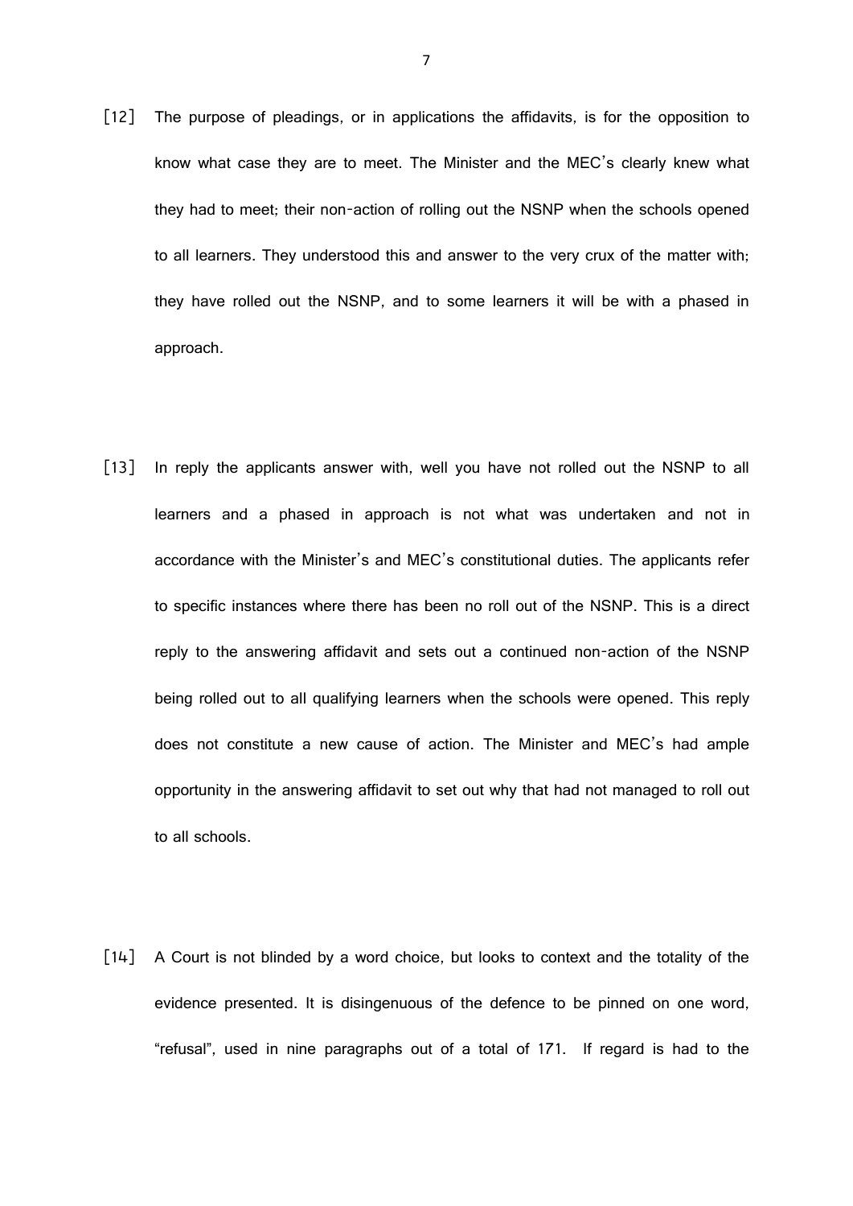[12] The purpose of pleadings, or in applications the affidavits, is for the opposition to know what case they are to meet. The Minister and the MEC's clearly knew what they had to meet; their non-action of rolling out the NSNP when the schools opened to all learners. They understood this and answer to the very crux of the matter with; they have rolled out the NSNP, and to some learners it will be with a phased in approach.

[13] In reply the applicants answer with, well you have not rolled out the NSNP to all learners and a phased in approach is not what was undertaken and not in accordance with the Minister's and MEC's constitutional duties. The applicants refer to specific instances where there has been no roll out of the NSNP. This is a direct reply to the answering affidavit and sets out a continued non-action of the NSNP being rolled out to all qualifying learners when the schools were opened. This reply does not constitute a new cause of action. The Minister and MEC's had ample opportunity in the answering affidavit to set out why that had not managed to roll out to all schools.

[14] A Court is not blinded by a word choice, but looks to context and the totality of the evidence presented. It is disingenuous of the defence to be pinned on one word, "refusal", used in nine paragraphs out of a total of 171. If regard is had to the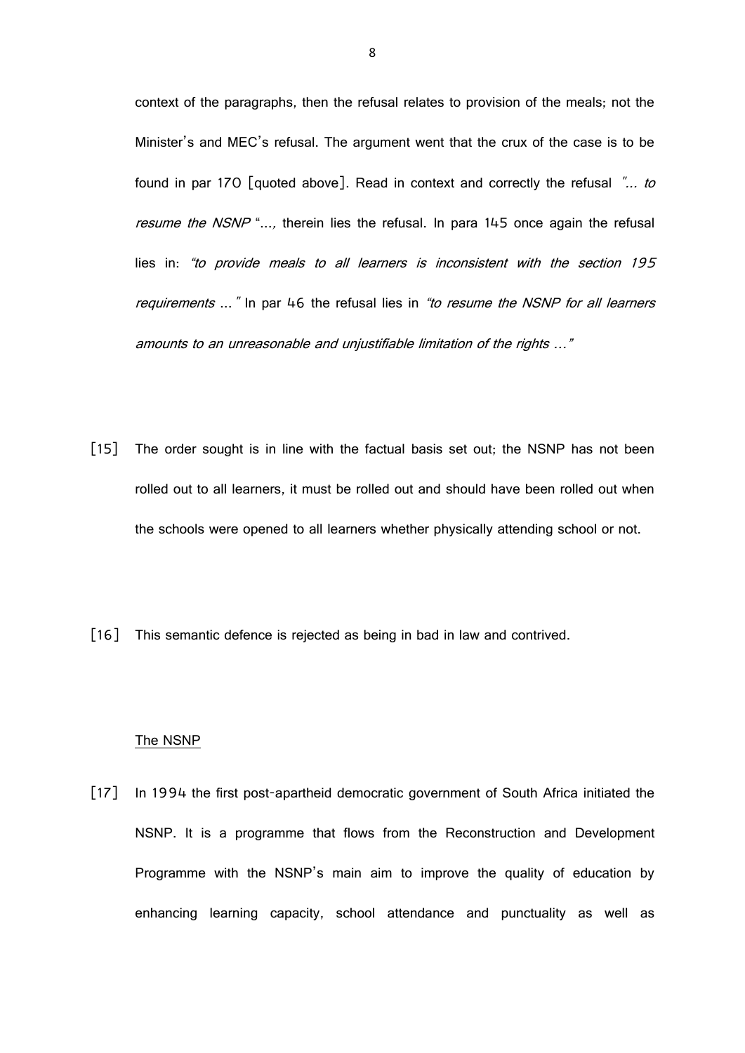context of the paragraphs, then the refusal relates to provision of the meals; not the Minister's and MEC's refusal. The argument went that the crux of the case is to be found in par 170 [quoted above]. Read in context and correctly the refusal *"… to resume the NSNP* "…, therein lies the refusal. In para 145 once again the refusal lies in: *"to provide meals to all learners is inconsistent with the section 195 requirements … "* In par 46 the refusal lies in *"to resume the NSNP for all learners amounts to an unreasonable and unjustifiable limitation of the rights …"*

[15] The order sought is in line with the factual basis set out; the NSNP has not been rolled out to all learners, it must be rolled out and should have been rolled out when the schools were opened to all learners whether physically attending school or not.

[16] This semantic defence is rejected as being in bad in law and contrived.

<u>The NSNP</u>

[17] In 1994 the first post-apartheid democratic government of South Africa initiated the NSNP. It is a programme that flows from the Reconstruction and Development Programme with the NSNP's main aim to improve the quality of education by enhancing learning capacity, school attendance and punctuality as well as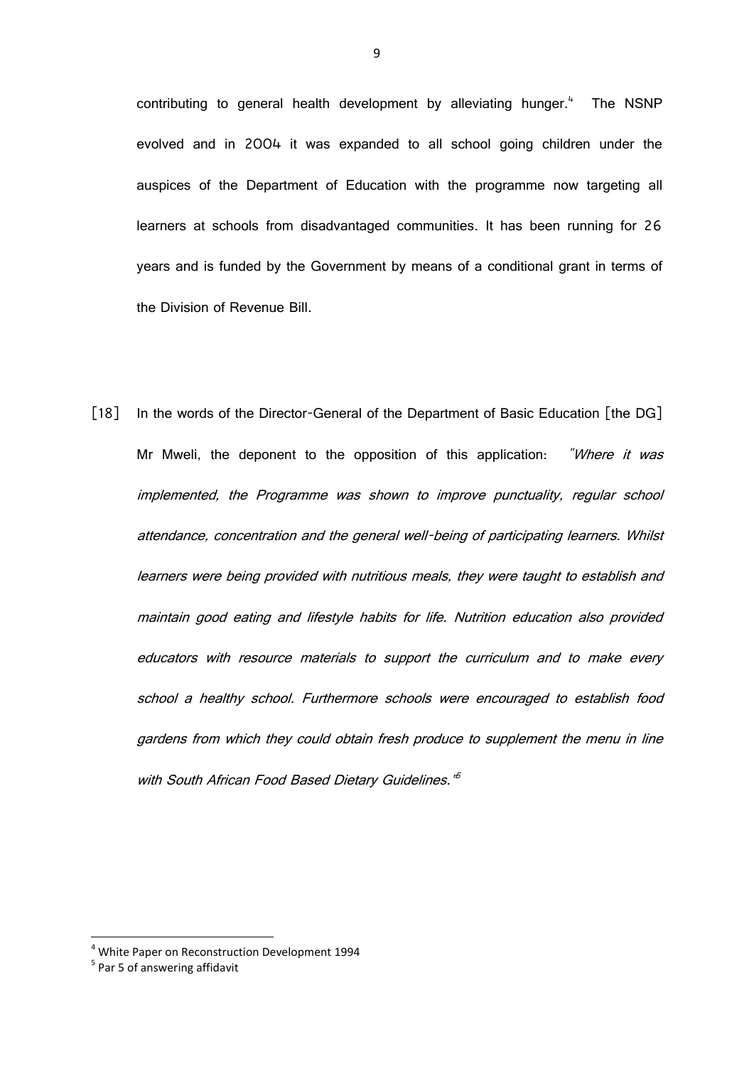contributing to general health development by alleviating hunger.[4] The NSNP evolved and in 2004 it was expanded to all school going children under the auspices of the Department of Education with the programme now targeting all learners at schools from disadvantaged communities. It has been running for 26 years and is funded by the Government by means of a conditional grant in terms of the Division of Revenue Bill.

[18] In the words of the Director-General of the Department of Basic Education [the DG] Mr Mweli, the deponent to the opposition of this application: *"Where it was implemented, the Programme was shown to improve punctuality, regular school attendance, concentration and the general well-being of participating learners. Whilst learners were being provided with nutritious meals, they were taught to establish and maintain good eating and lifestyle habits for life. Nutrition education also provided educators with resource materials to support the curriculum and to make every school a healthy school. Furthermore schools were encouraged to establish food gardens from which they could obtain fresh produce to supplement the menu in line with South African Food Based Dietary Guidelines."*[5]

---

[4] White Paper on Reconstruction Development 1994

[5] Par 5 of answering affidavit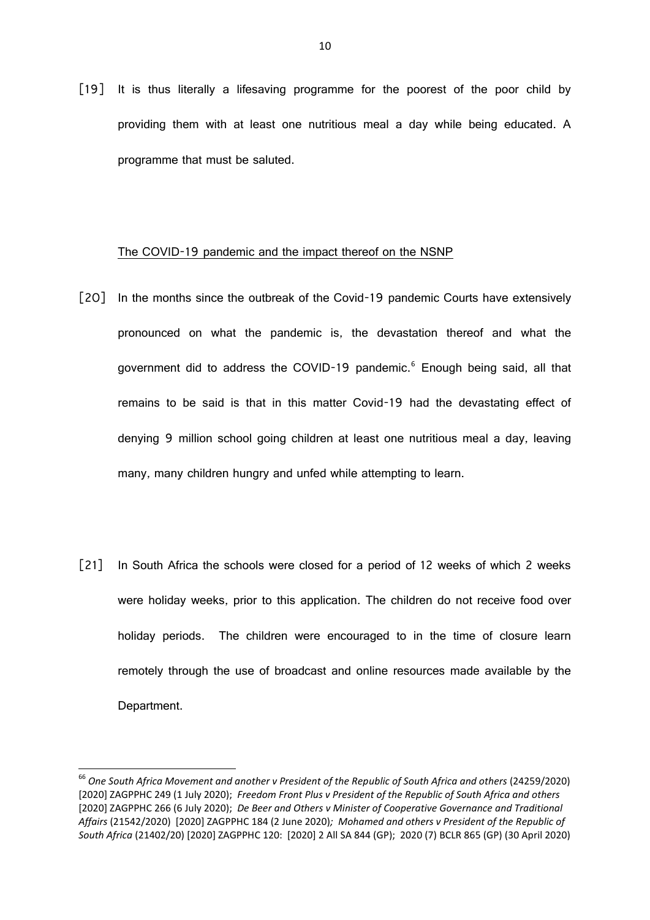[19] It is thus literally a lifesaving programme for the poorest of the poor child by providing them with at least one nutritious meal a day while being educated. A programme that must be saluted.

The COVID-19 pandemic and the impact thereof on the NSNP

[20] In the months since the outbreak of the Covid-19 pandemic Courts have extensively pronounced on what the pandemic is, the devastation thereof and what the government did to address the COVID-19 pandemic.[6] Enough being said, all that remains to be said is that in this matter Covid-19 had the devastating effect of denying 9 million school going children at least one nutritious meal a day, leaving many, many children hungry and unfed while attempting to learn.

[21] In South Africa the schools were closed for a period of 12 weeks of which 2 weeks were holiday weeks, prior to this application. The children do not receive food over holiday periods. The children were encouraged to in the time of closure learn remotely through the use of broadcast and online resources made available by the Department.

---

[66] *One South Africa Movement and another v President of the Republic of South Africa and others* (24259/2020) [2020] ZAGPPHC 249 (1 July 2020); *Freedom Front Plus v President of the Republic of South Africa and others* [2020] ZAGPPHC 266 (6 July 2020); *De Beer and Others v Minister of Cooperative Governance and Traditional Affairs* (21542/2020) [2020] ZAGPPHC 184 (2 June 2020); *Mohamed and others v President of the Republic of South Africa* (21402/20) [2020] ZAGPPHC 120: [2020] 2 All SA 844 (GP); 2020 (7) BCLR 865 (GP) (30 April 2020)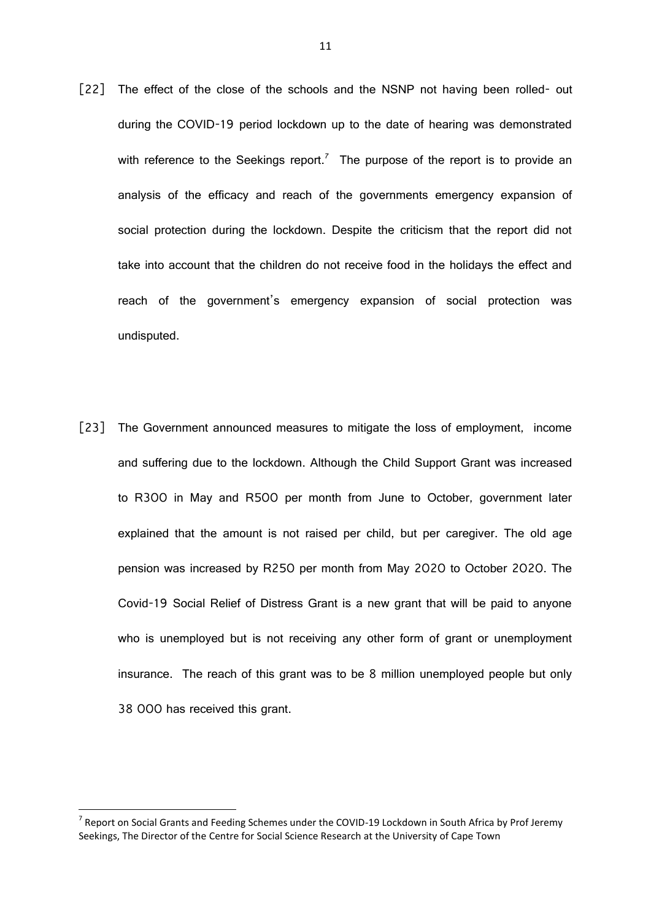[22] The effect of the close of the schools and the NSNP not having been rolled- out during the COVID-19 period lockdown up to the date of hearing was demonstrated with reference to the Seekings report.[7] The purpose of the report is to provide an analysis of the efficacy and reach of the governments emergency expansion of social protection during the lockdown. Despite the criticism that the report did not take into account that the children do not receive food in the holidays the effect and reach of the government's emergency expansion of social protection was undisputed.

[23] The Government announced measures to mitigate the loss of employment, income and suffering due to the lockdown. Although the Child Support Grant was increased to R300 in May and R500 per month from June to October, government later explained that the amount is not raised per child, but per caregiver. The old age pension was increased by R250 per month from May 2020 to October 2020. The Covid-19 Social Relief of Distress Grant is a new grant that will be paid to anyone who is unemployed but is not receiving any other form of grant or unemployment insurance. The reach of this grant was to be 8 million unemployed people but only 38 000 has received this grant.

[7] Report on Social Grants and Feeding Schemes under the COVID-19 Lockdown in South Africa by Prof Jeremy Seekings, The Director of the Centre for Social Science Research at the University of Cape Town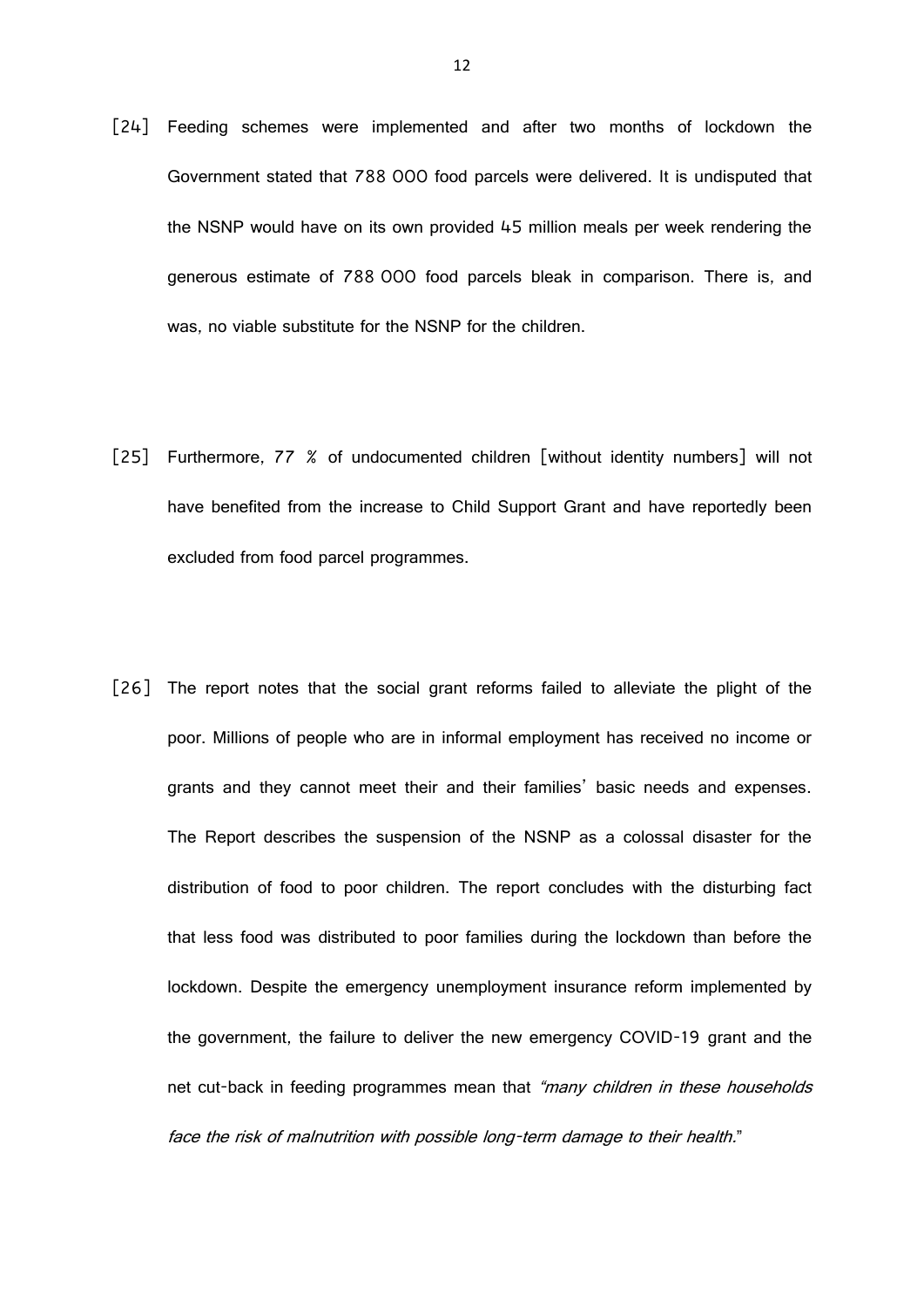[24] Feeding schemes were implemented and after two months of lockdown the Government stated that 788 000 food parcels were delivered. It is undisputed that the NSNP would have on its own provided 45 million meals per week rendering the generous estimate of 788 000 food parcels bleak in comparison. There is, and was, no viable substitute for the NSNP for the children.

[25] Furthermore, 77 % of undocumented children [without identity numbers] will not have benefited from the increase to Child Support Grant and have reportedly been excluded from food parcel programmes.

[26] The report notes that the social grant reforms failed to alleviate the plight of the poor. Millions of people who are in informal employment has received no income or grants and they cannot meet their and their families' basic needs and expenses. The Report describes the suspension of the NSNP as a colossal disaster for the distribution of food to poor children. The report concludes with the disturbing fact that less food was distributed to poor families during the lockdown than before the lockdown. Despite the emergency unemployment insurance reform implemented by the government, the failure to deliver the new emergency COVID-19 grant and the net cut-back in feeding programmes mean that *"many children in these households face the risk of malnutrition with possible long-term damage to their health.*"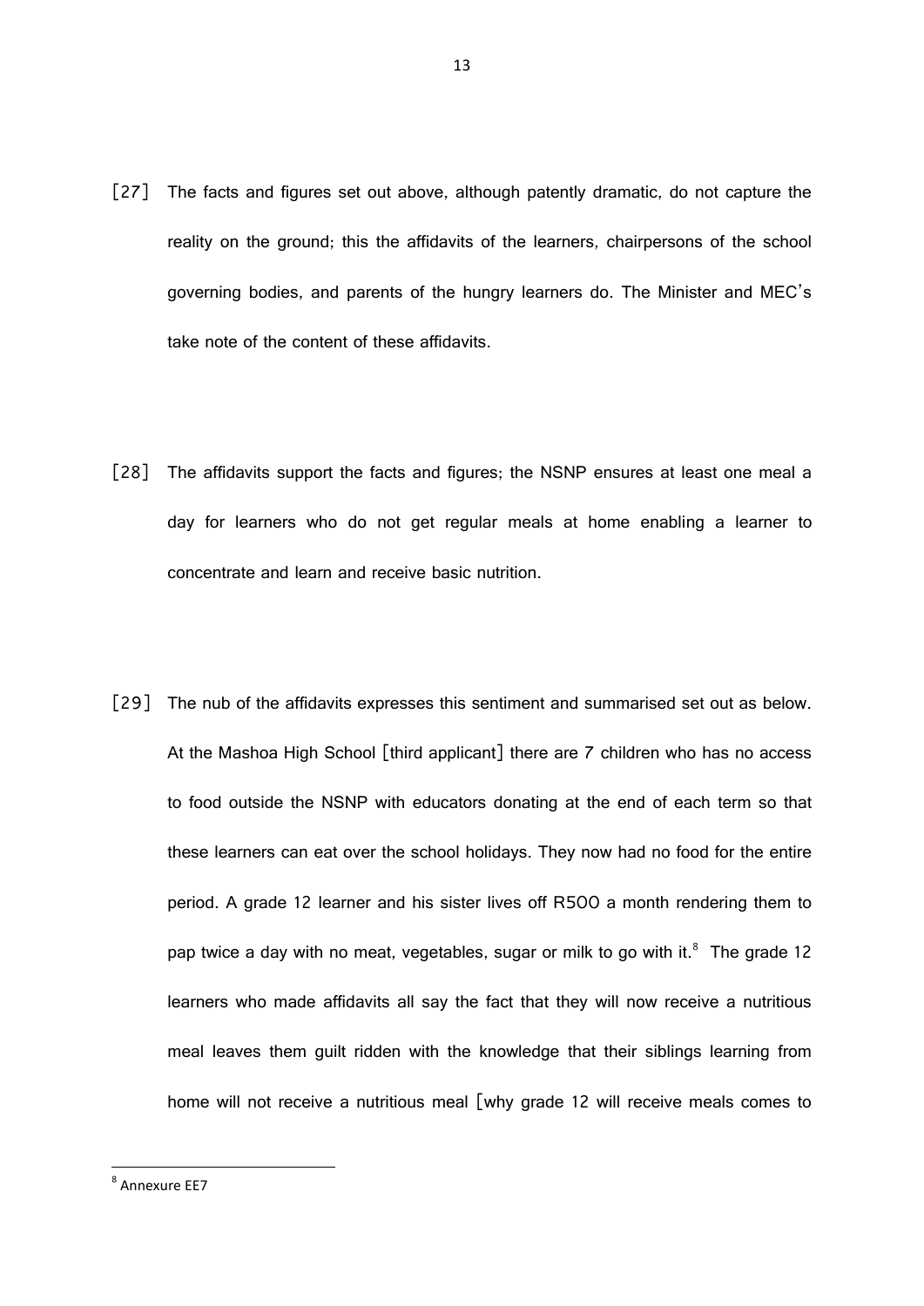[27] The facts and figures set out above, although patently dramatic, do not capture the reality on the ground; this the affidavits of the learners, chairpersons of the school governing bodies, and parents of the hungry learners do. The Minister and MEC's take note of the content of these affidavits.

[28] The affidavits support the facts and figures; the NSNP ensures at least one meal a day for learners who do not get regular meals at home enabling a learner to concentrate and learn and receive basic nutrition.

[29] The nub of the affidavits expresses this sentiment and summarised set out as below. At the Mashoa High School [third applicant] there are 7 children who has no access to food outside the NSNP with educators donating at the end of each term so that these learners can eat over the school holidays. They now had no food for the entire period. A grade 12 learner and his sister lives off R500 a month rendering them to pap twice a day with no meat, vegetables, sugar or milk to go with it.[8] The grade 12 learners who made affidavits all say the fact that they will now receive a nutritious meal leaves them guilt ridden with the knowledge that their siblings learning from home will not receive a nutritious meal [why grade 12 will receive meals comes to

[8] Annexure EE7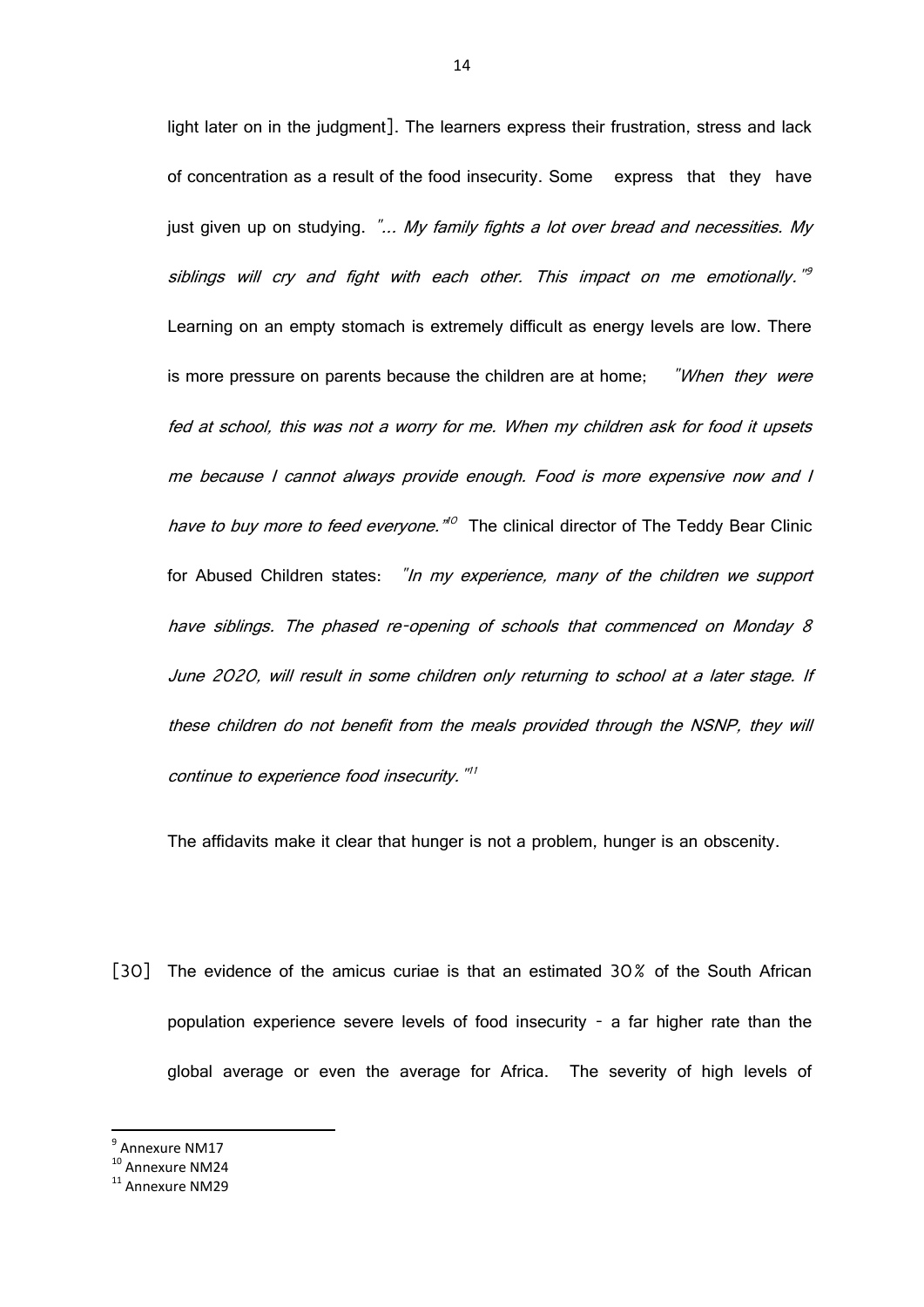light later on in the judgment]. The learners express their frustration, stress and lack of concentration as a result of the food insecurity. Some express that they have just given up on studying. *"... My family fights a lot over bread and necessities. My siblings will cry and fight with each other. This impact on me emotionally."*[9] Learning on an empty stomach is extremely difficult as energy levels are low. There is more pressure on parents because the children are at home; *"When they were fed at school, this was not a worry for me. When my children ask for food it upsets me because I cannot always provide enough. Food is more expensive now and I have to buy more to feed everyone."*[10] The clinical director of The Teddy Bear Clinic for Abused Children states: *"In my experience, many of the children we support have siblings. The phased re-opening of schools that commenced on Monday 8 June 2020, will result in some children only returning to school at a later stage. If these children do not benefit from the meals provided through the NSNP, they will continue to experience food insecurity."*[11]

The affidavits make it clear that hunger is not a problem, hunger is an obscenity.

[30] The evidence of the amicus curiae is that an estimated 30% of the South African population experience severe levels of food insecurity - a far higher rate than the global average or even the average for Africa. The severity of high levels of

---

[9] Annexure NM17

[10] Annexure NM24

[11] Annexure NM29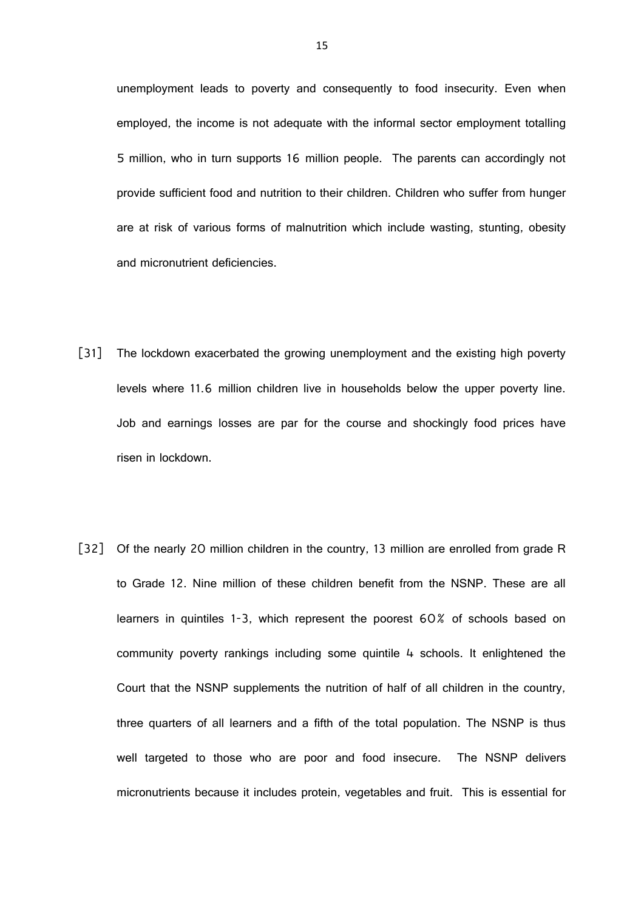unemployment leads to poverty and consequently to food insecurity. Even when employed, the income is not adequate with the informal sector employment totalling 5 million, who in turn supports 16 million people. The parents can accordingly not provide sufficient food and nutrition to their children. Children who suffer from hunger are at risk of various forms of malnutrition which include wasting, stunting, obesity and micronutrient deficiencies.

[31] The lockdown exacerbated the growing unemployment and the existing high poverty levels where 11.6 million children live in households below the upper poverty line. Job and earnings losses are par for the course and shockingly food prices have risen in lockdown.

[32] Of the nearly 20 million children in the country, 13 million are enrolled from grade R to Grade 12. Nine million of these children benefit from the NSNP. These are all learners in quintiles 1-3, which represent the poorest 60% of schools based on community poverty rankings including some quintile 4 schools. It enlightened the Court that the NSNP supplements the nutrition of half of all children in the country, three quarters of all learners and a fifth of the total population. The NSNP is thus well targeted to those who are poor and food insecure. The NSNP delivers micronutrients because it includes protein, vegetables and fruit. This is essential for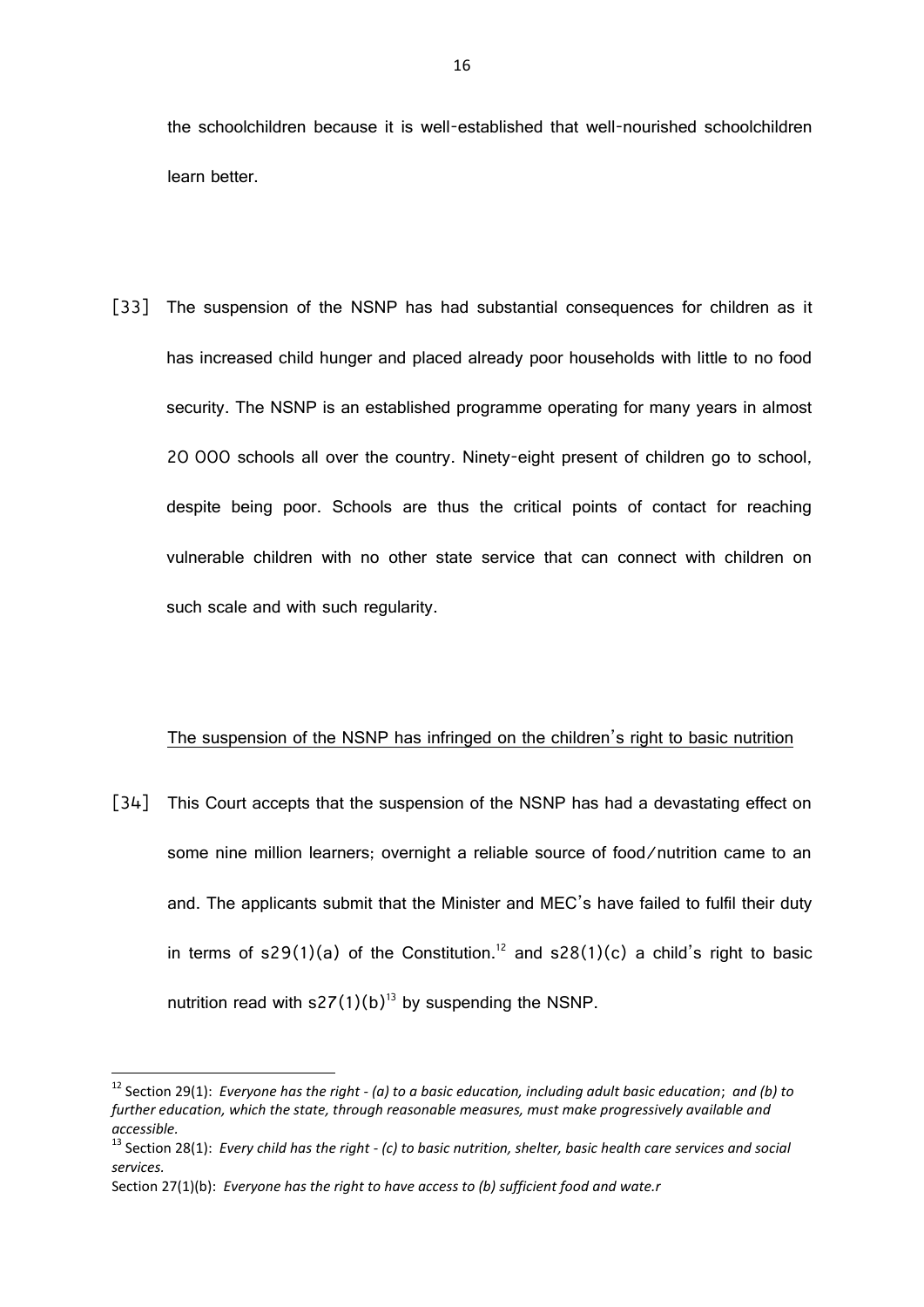the schoolchildren because it is well-established that well-nourished schoolchildren learn better.

[33] The suspension of the NSNP has had substantial consequences for children as it has increased child hunger and placed already poor households with little to no food security. The NSNP is an established programme operating for many years in almost 20 000 schools all over the country. Ninety-eight present of children go to school, despite being poor. Schools are thus the critical points of contact for reaching vulnerable children with no other state service that can connect with children on such scale and with such regularity.

<u>The suspension of the NSNP has infringed on the children's right to basic nutrition</u>

[34] This Court accepts that the suspension of the NSNP has had a devastating effect on some nine million learners; overnight a reliable source of food/nutrition came to an and. The applicants submit that the Minister and MEC's have failed to fulfil their duty in terms of s29(1)(a) of the Constitution.[12] and s28(1)(c) a child's right to basic nutrition read with s27(1)(b)[13] by suspending the NSNP.

---

[12] Section 29(1): *Everyone has the right - (a) to a basic education, including adult basic education; and (b) to further education, which the state, through reasonable measures, must make progressively available and accessible.*

[13] Section 28(1): *Every child has the right - (c) to basic nutrition, shelter, basic health care services and social services.*

Section 27(1)(b): *Everyone has the right to have access to (b) sufficient food and wate.r*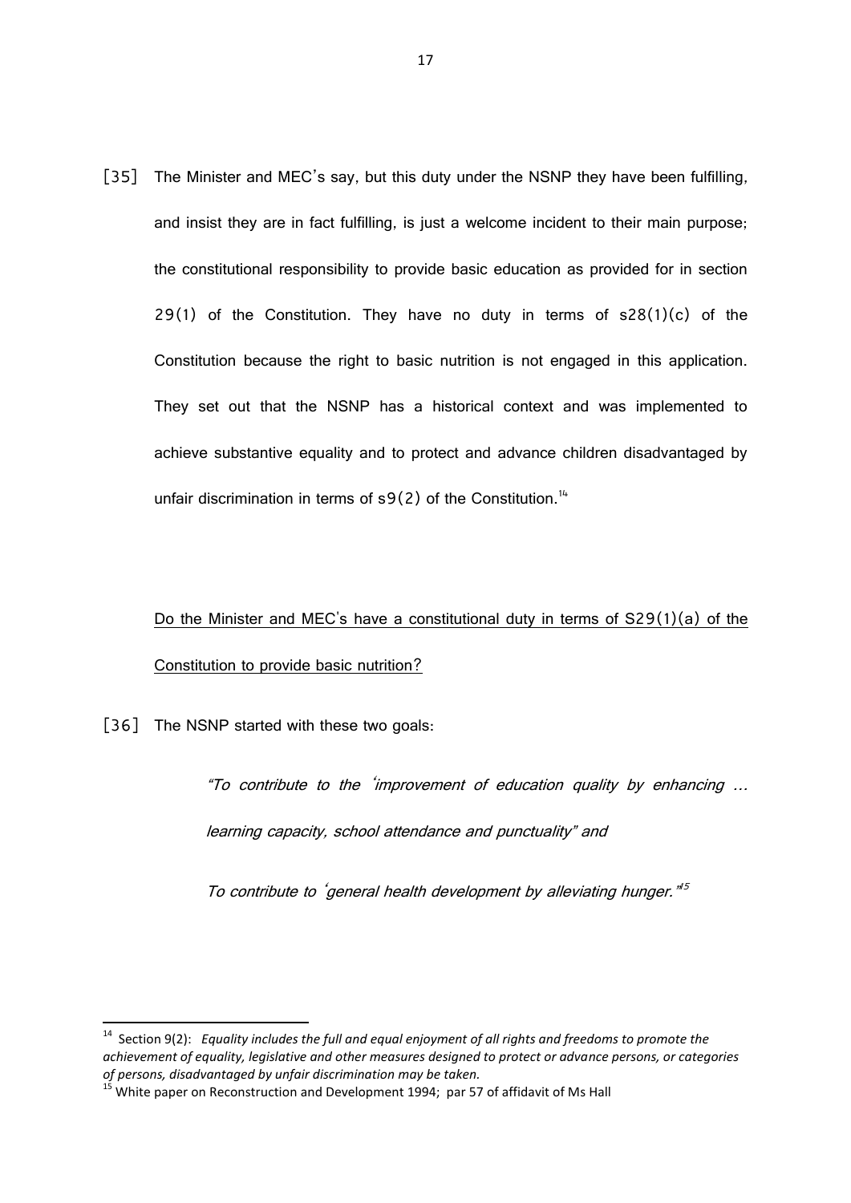[35] The Minister and MEC's say, but this duty under the NSNP they have been fulfilling, and insist they are in fact fulfilling, is just a welcome incident to their main purpose; the constitutional responsibility to provide basic education as provided for in section 29(1) of the Constitution. They have no duty in terms of s28(1)(c) of the Constitution because the right to basic nutrition is not engaged in this application. They set out that the NSNP has a historical context and was implemented to achieve substantive equality and to protect and advance children disadvantaged by unfair discrimination in terms of s9(2) of the Constitution.[14]

<u>Do the Minister and MEC's have a constitutional duty in terms of S29(1)(a) of the Constitution to provide basic nutrition?</u>

[36] The NSNP started with these two goals:

> *"To contribute to the 'improvement of education quality by enhancing … learning capacity, school attendance and punctuality" and*
>
> *To contribute to 'general health development by alleviating hunger."*[15]

---

[14] Section 9(2): *Equality includes the full and equal enjoyment of all rights and freedoms to promote the achievement of equality, legislative and other measures designed to protect or advance persons, or categories of persons, disadvantaged by unfair discrimination may be taken.*

[15] White paper on Reconstruction and Development 1994; par 57 of affidavit of Ms Hall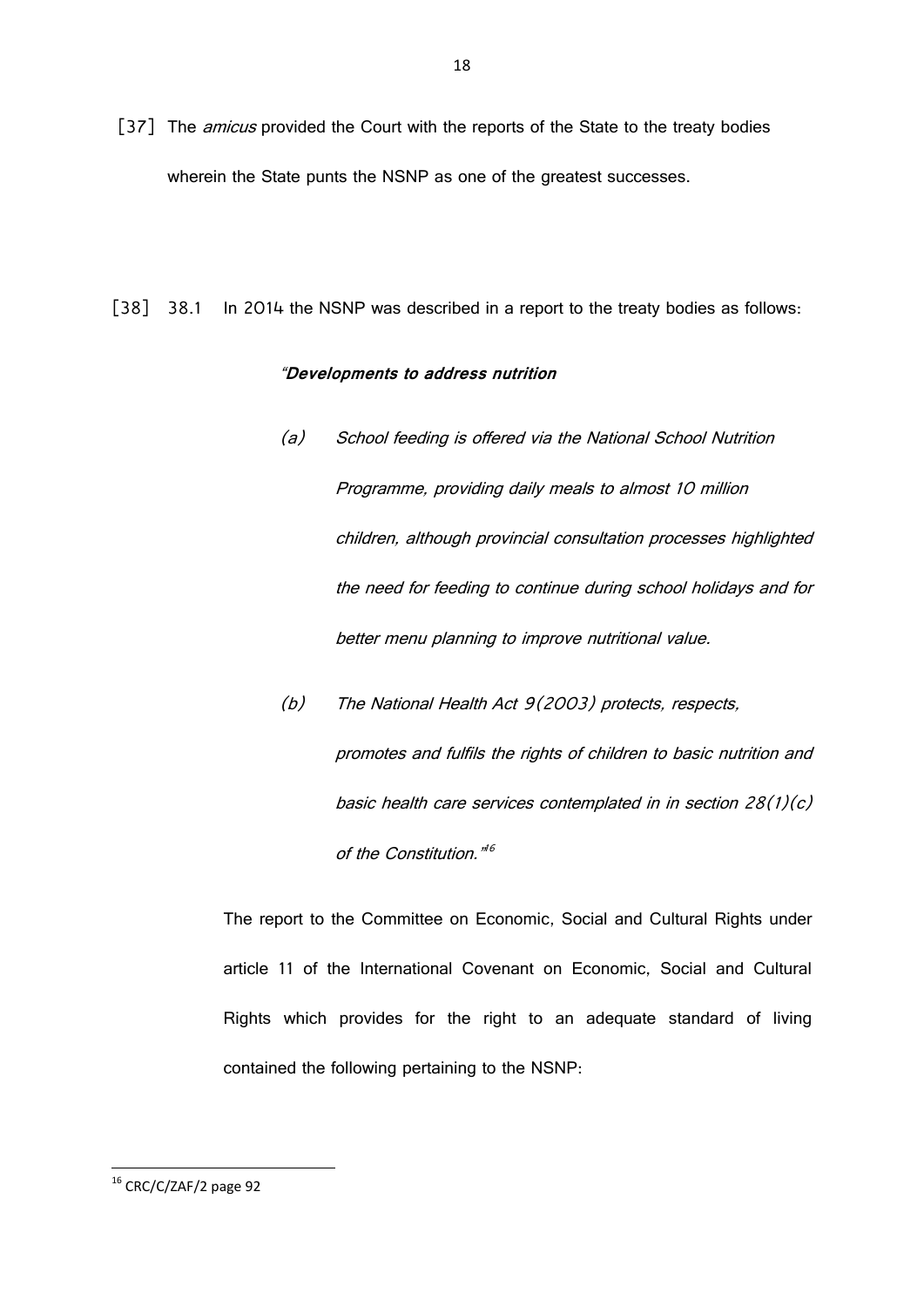[37] The *amicus* provided the Court with the reports of the State to the treaty bodies wherein the State punts the NSNP as one of the greatest successes.

[38] 38.1 In 2014 the NSNP was described in a report to the treaty bodies as follows:

> *"**Developments to address nutrition***
>
> *(a) School feeding is offered via the National School Nutrition Programme, providing daily meals to almost 10 million children, although provincial consultation processes highlighted the need for feeding to continue during school holidays and for better menu planning to improve nutritional value.*
>
> *(b) The National Health Act 9(2003) protects, respects, promotes and fulfils the rights of children to basic nutrition and basic health care services contemplated in in section 28(1)(c) of the Constitution."*[16]

The report to the Committee on Economic, Social and Cultural Rights under article 11 of the International Covenant on Economic, Social and Cultural Rights which provides for the right to an adequate standard of living contained the following pertaining to the NSNP:

---

[16] CRC/C/ZAF/2 page 92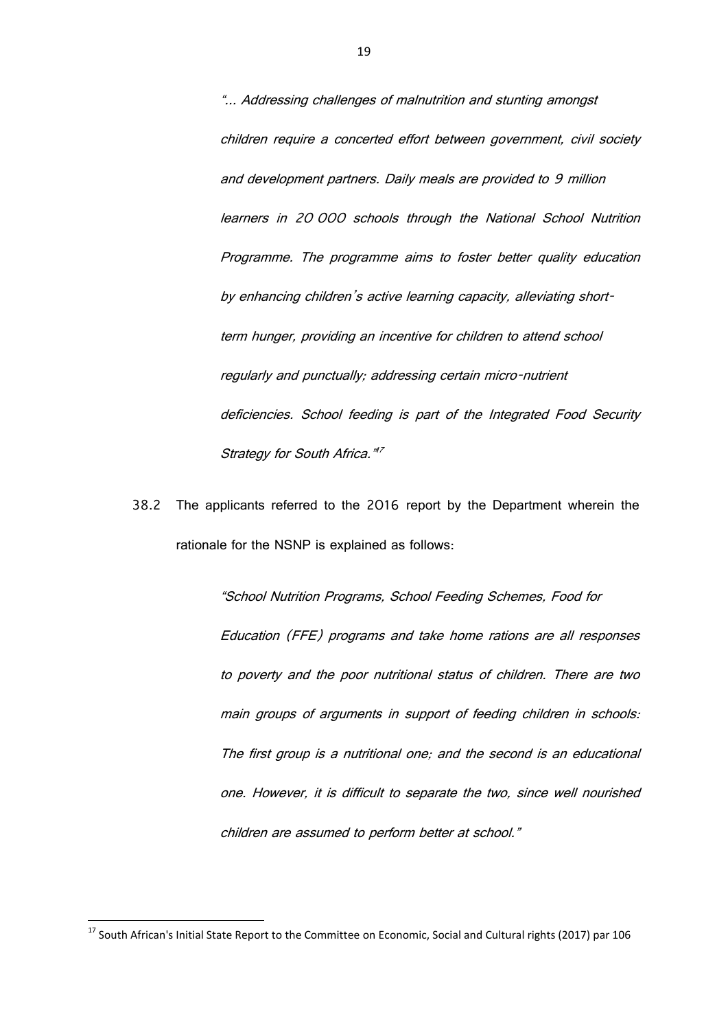*"... Addressing challenges of malnutrition and stunting amongst children require a concerted effort between government, civil society and development partners. Daily meals are provided to 9 million learners in 20 000 schools through the National School Nutrition Programme. The programme aims to foster better quality education by enhancing children's active learning capacity, alleviating short-term hunger, providing an incentive for children to attend school regularly and punctually; addressing certain micro-nutrient deficiencies. School feeding is part of the Integrated Food Security Strategy for South Africa."*[17]

38.2 The applicants referred to the 2016 report by the Department wherein the rationale for the NSNP is explained as follows:

*"School Nutrition Programs, School Feeding Schemes, Food for Education (FFE) programs and take home rations are all responses to poverty and the poor nutritional status of children. There are two main groups of arguments in support of feeding children in schools: The first group is a nutritional one; and the second is an educational one. However, it is difficult to separate the two, since well nourished children are assumed to perform better at school."*

---

[17] South African's Initial State Report to the Committee on Economic, Social and Cultural rights (2017) par 106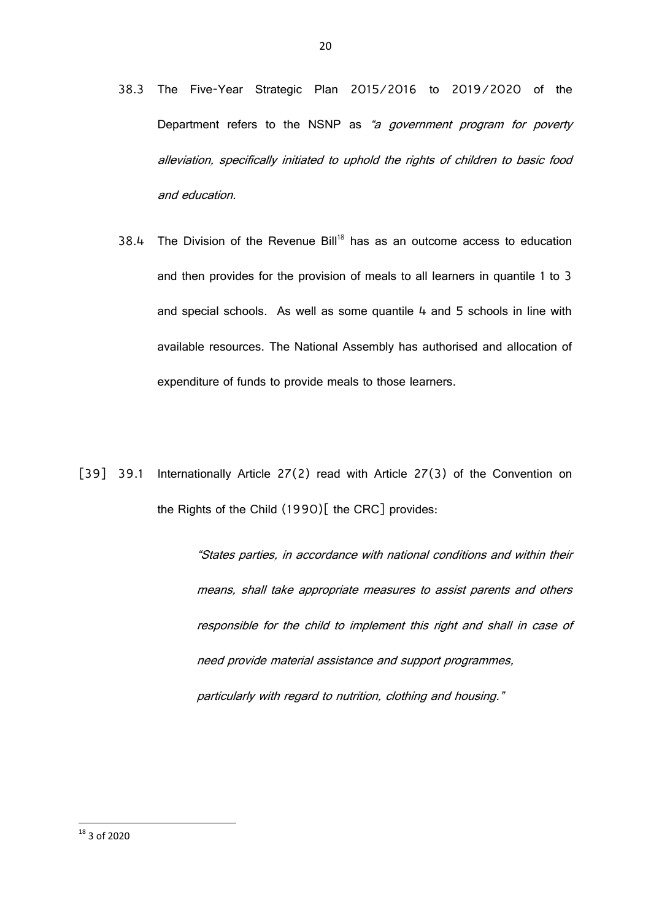38.3 The Five-Year Strategic Plan 2015/2016 to 2019/2020 of the Department refers to the NSNP as *"a government program for poverty alleviation, specifically initiated to uphold the rights of children to basic food and education.*

38.4 The Division of the Revenue Bill[18] has as an outcome access to education and then provides for the provision of meals to all learners in quantile 1 to 3 and special schools. As well as some quantile 4 and 5 schools in line with available resources. The National Assembly has authorised and allocation of expenditure of funds to provide meals to those learners.

[39] 39.1 Internationally Article 27(2) read with Article 27(3) of the Convention on the Rights of the Child (1990)[ the CRC] provides:

> *"States parties, in accordance with national conditions and within their means, shall take appropriate measures to assist parents and others responsible for the child to implement this right and shall in case of need provide material assistance and support programmes, particularly with regard to nutrition, clothing and housing."*

---

[18] 3 of 2020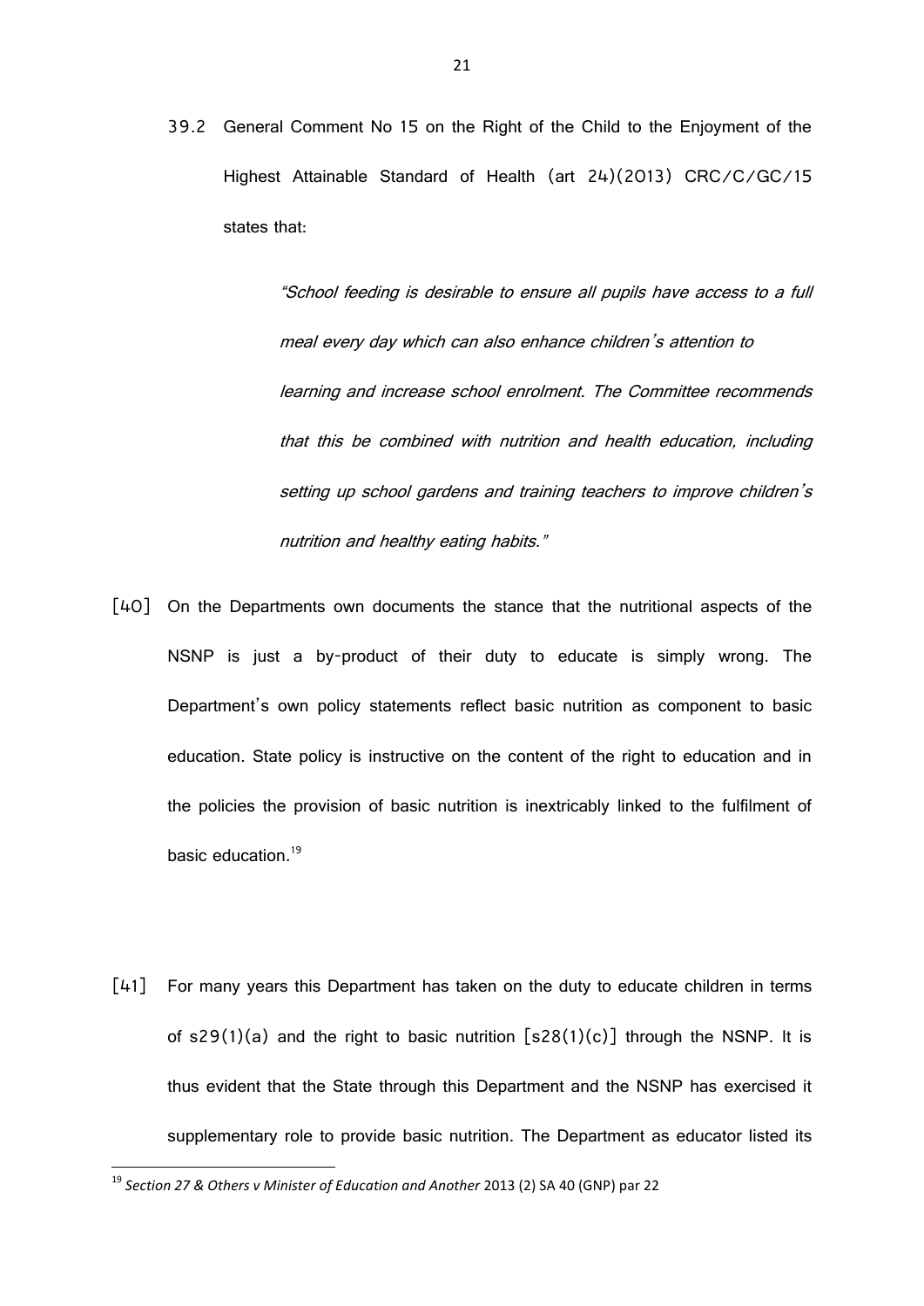39.2 General Comment No 15 on the Right of the Child to the Enjoyment of the Highest Attainable Standard of Health (art 24)(2013) CRC/C/GC/15 states that:

> *"School feeding is desirable to ensure all pupils have access to a full meal every day which can also enhance children's attention to learning and increase school enrolment. The Committee recommends that this be combined with nutrition and health education, including setting up school gardens and training teachers to improve children's nutrition and healthy eating habits."*

[40] On the Departments own documents the stance that the nutritional aspects of the NSNP is just a by-product of their duty to educate is simply wrong. The Department's own policy statements reflect basic nutrition as component to basic education. State policy is instructive on the content of the right to education and in the policies the provision of basic nutrition is inextricably linked to the fulfilment of basic education.[19]

[41] For many years this Department has taken on the duty to educate children in terms of s29(1)(a) and the right to basic nutrition [s28(1)(c)] through the NSNP. It is thus evident that the State through this Department and the NSNP has exercised it supplementary role to provide basic nutrition. The Department as educator listed its

---

[19] *Section 27 & Others v Minister of Education and Another* 2013 (2) SA 40 (GNP) par 22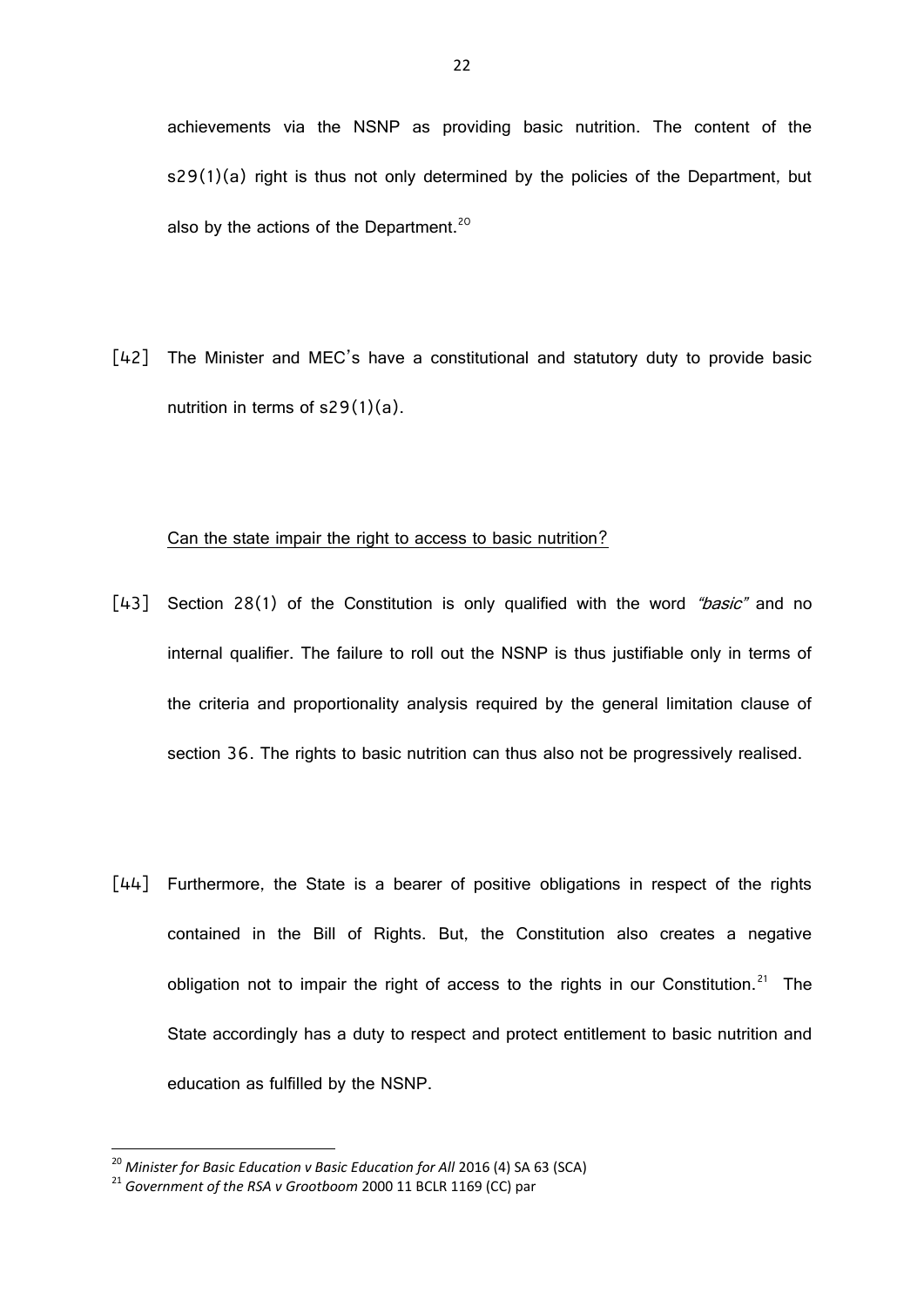achievements via the NSNP as providing basic nutrition. The content of the s29(1)(a) right is thus not only determined by the policies of the Department, but also by the actions of the Department.[20]

[42] The Minister and MEC's have a constitutional and statutory duty to provide basic nutrition in terms of s29(1)(a).

Can the state impair the right to access to basic nutrition?

[43] Section 28(1) of the Constitution is only qualified with the word *"basic"* and no internal qualifier. The failure to roll out the NSNP is thus justifiable only in terms of the criteria and proportionality analysis required by the general limitation clause of section 36. The rights to basic nutrition can thus also not be progressively realised.

[44] Furthermore, the State is a bearer of positive obligations in respect of the rights contained in the Bill of Rights. But, the Constitution also creates a negative obligation not to impair the right of access to the rights in our Constitution.[21] The State accordingly has a duty to respect and protect entitlement to basic nutrition and education as fulfilled by the NSNP.

---

[20] *Minister for Basic Education v Basic Education for All* 2016 (4) SA 63 (SCA)

[21] *Government of the RSA v Grootboom* 2000 11 BCLR 1169 (CC) par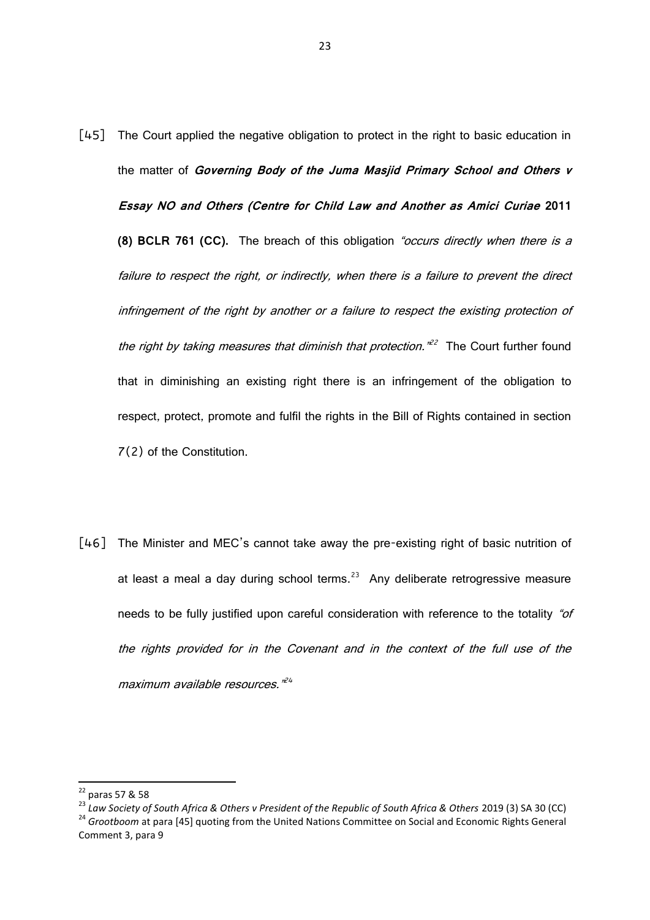[45] The Court applied the negative obligation to protect in the right to basic education in the matter of ***Governing Body of the Juma Masjid Primary School and Others v Essay NO and Others (Centre for Child Law and Another as Amici Curiae* 2011 (8) BCLR 761 (CC).** The breach of this obligation *"occurs directly when there is a failure to respect the right, or indirectly, when there is a failure to prevent the direct infringement of the right by another or a failure to respect the existing protection of the right by taking measures that diminish that protection."*[22] The Court further found that in diminishing an existing right there is an infringement of the obligation to respect, protect, promote and fulfil the rights in the Bill of Rights contained in section 7(2) of the Constitution.

[46] The Minister and MEC's cannot take away the pre-existing right of basic nutrition of at least a meal a day during school terms.[23] Any deliberate retrogressive measure needs to be fully justified upon careful consideration with reference to the totality *"of the rights provided for in the Covenant and in the context of the full use of the maximum available resources."*[24]

---

[22] paras 57 & 58

[23] *Law Society of South Africa & Others v President of the Republic of South Africa & Others* 2019 (3) SA 30 (CC)

[24] *Grootboom* at para [45] quoting from the United Nations Committee on Social and Economic Rights General Comment 3, para 9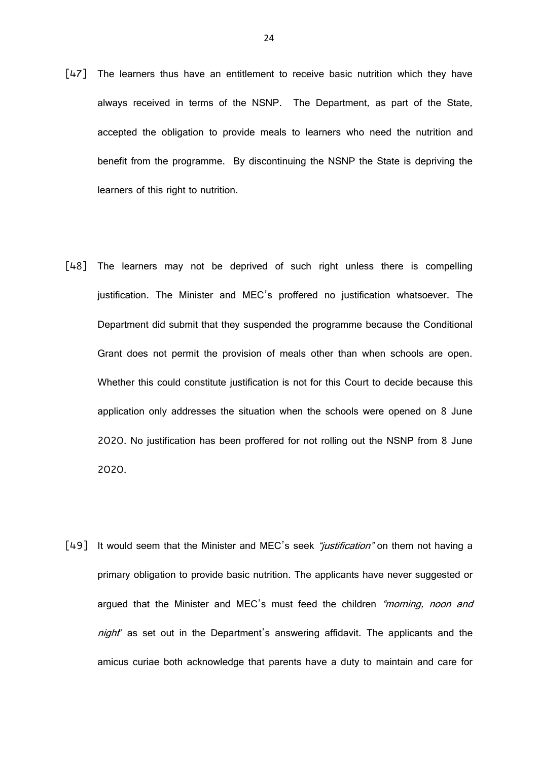[47] The learners thus have an entitlement to receive basic nutrition which they have always received in terms of the NSNP. The Department, as part of the State, accepted the obligation to provide meals to learners who need the nutrition and benefit from the programme. By discontinuing the NSNP the State is depriving the learners of this right to nutrition.

[48] The learners may not be deprived of such right unless there is compelling justification. The Minister and MEC's proffered no justification whatsoever. The Department did submit that they suspended the programme because the Conditional Grant does not permit the provision of meals other than when schools are open. Whether this could constitute justification is not for this Court to decide because this application only addresses the situation when the schools were opened on 8 June 2020. No justification has been proffered for not rolling out the NSNP from 8 June 2020.

[49] It would seem that the Minister and MEC's seek *"justification"* on them not having a primary obligation to provide basic nutrition. The applicants have never suggested or argued that the Minister and MEC's must feed the children *"morning, noon and night*" as set out in the Department's answering affidavit. The applicants and the amicus curiae both acknowledge that parents have a duty to maintain and care for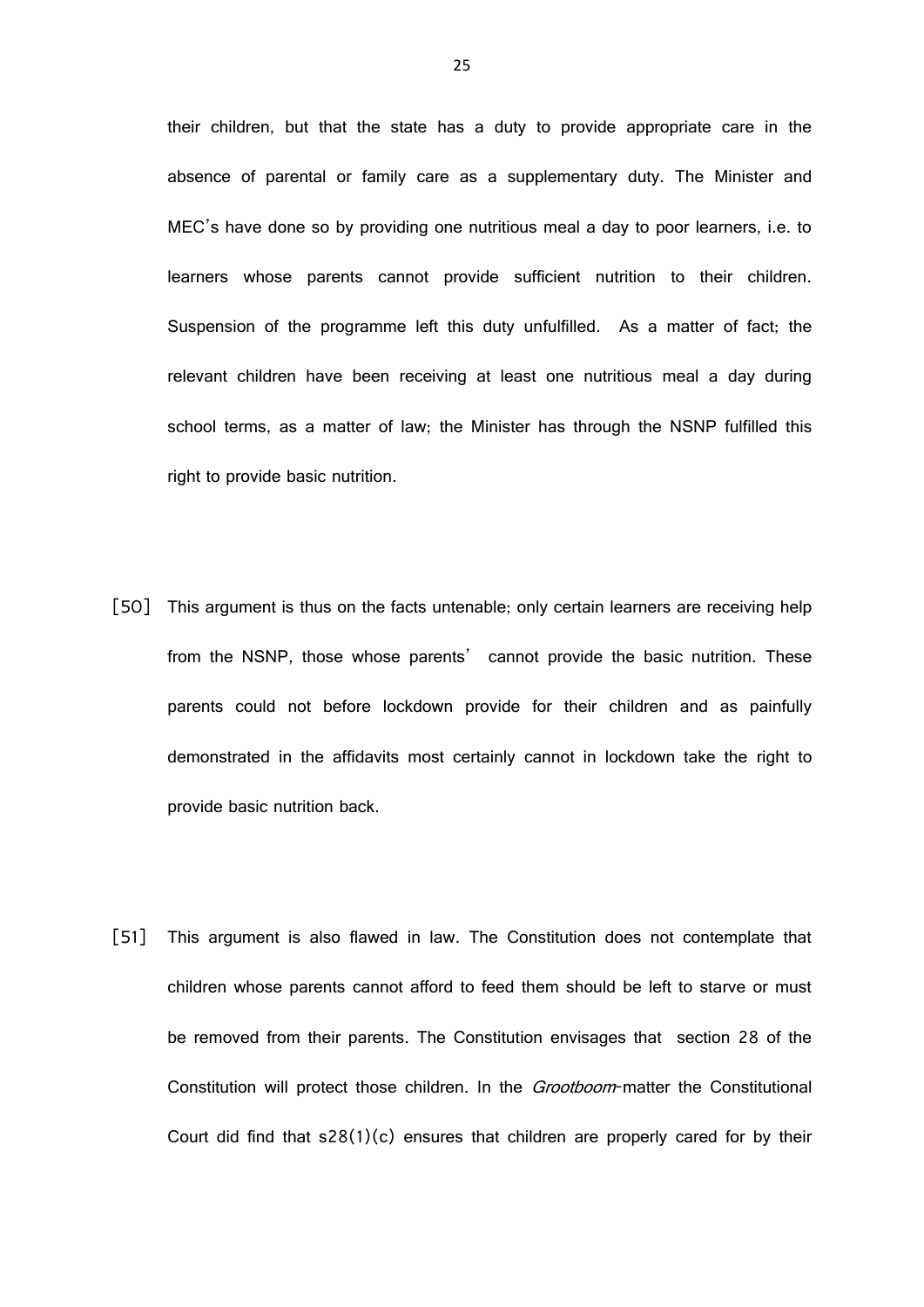their children, but that the state has a duty to provide appropriate care in the absence of parental or family care as a supplementary duty. The Minister and MEC's have done so by providing one nutritious meal a day to poor learners, i.e. to learners whose parents cannot provide sufficient nutrition to their children. Suspension of the programme left this duty unfulfilled. As a matter of fact; the relevant children have been receiving at least one nutritious meal a day during school terms, as a matter of law; the Minister has through the NSNP fulfilled this right to provide basic nutrition.

[50] This argument is thus on the facts untenable; only certain learners are receiving help from the NSNP, those whose parents' cannot provide the basic nutrition. These parents could not before lockdown provide for their children and as painfully demonstrated in the affidavits most certainly cannot in lockdown take the right to provide basic nutrition back.

[51] This argument is also flawed in law. The Constitution does not contemplate that children whose parents cannot afford to feed them should be left to starve or must be removed from their parents. The Constitution envisages that section 28 of the Constitution will protect those children. In the *Grootboom*-matter the Constitutional Court did find that s28(1)(c) ensures that children are properly cared for by their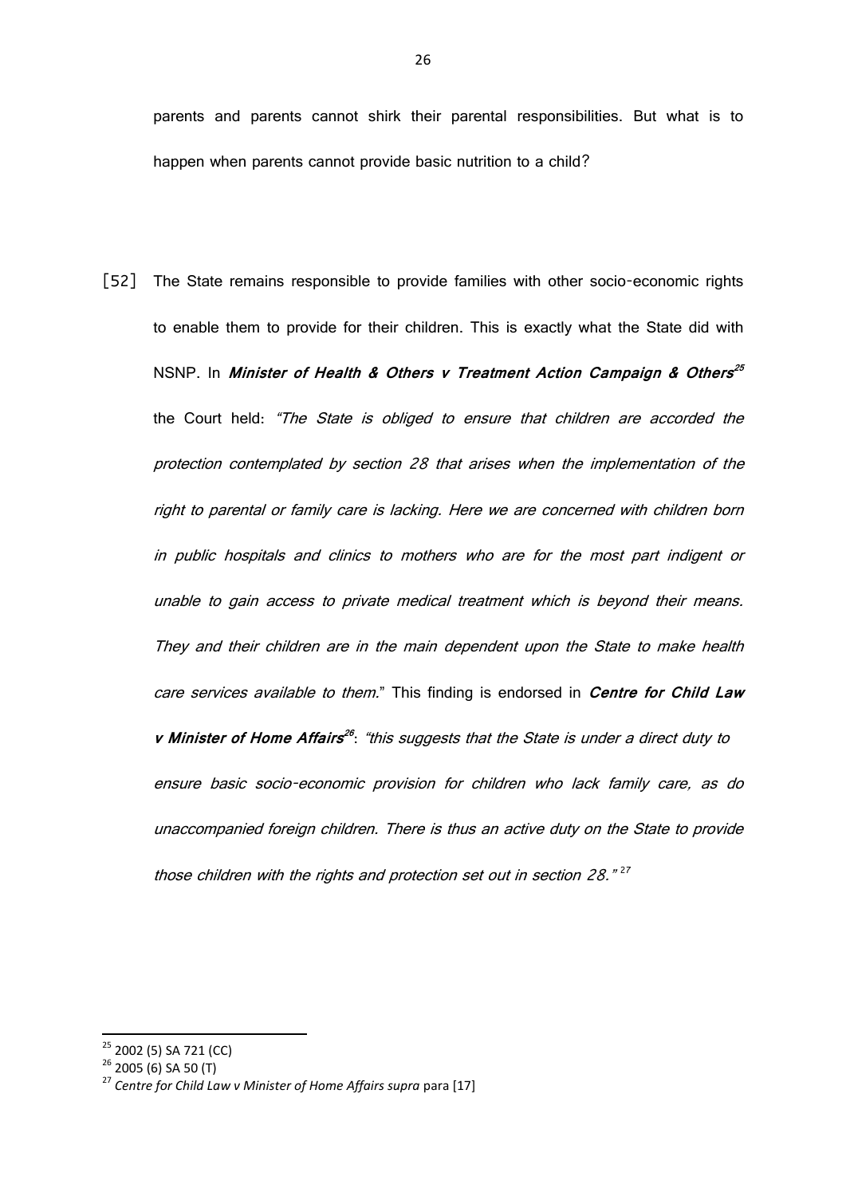parents and parents cannot shirk their parental responsibilities. But what is to happen when parents cannot provide basic nutrition to a child?

[52] The State remains responsible to provide families with other socio-economic rights to enable them to provide for their children. This is exactly what the State did with NSNP. In ***Minister of Health & Others v Treatment Action Campaign & Others***[25] the Court held: *"The State is obliged to ensure that children are accorded the protection contemplated by section 28 that arises when the implementation of the right to parental or family care is lacking. Here we are concerned with children born in public hospitals and clinics to mothers who are for the most part indigent or unable to gain access to private medical treatment which is beyond their means. They and their children are in the main dependent upon the State to make health care services available to them.*" This finding is endorsed in ***Centre for Child Law v Minister of Home Affairs***[26]: *"this suggests that the State is under a direct duty to ensure basic socio-economic provision for children who lack family care, as do unaccompanied foreign children. There is thus an active duty on the State to provide those children with the rights and protection set out in section 28."*[27]

---

[25] 2002 (5) SA 721 (CC)

[26] 2005 (6) SA 50 (T)

[27] *Centre for Child Law v Minister of Home Affairs supra* para [17]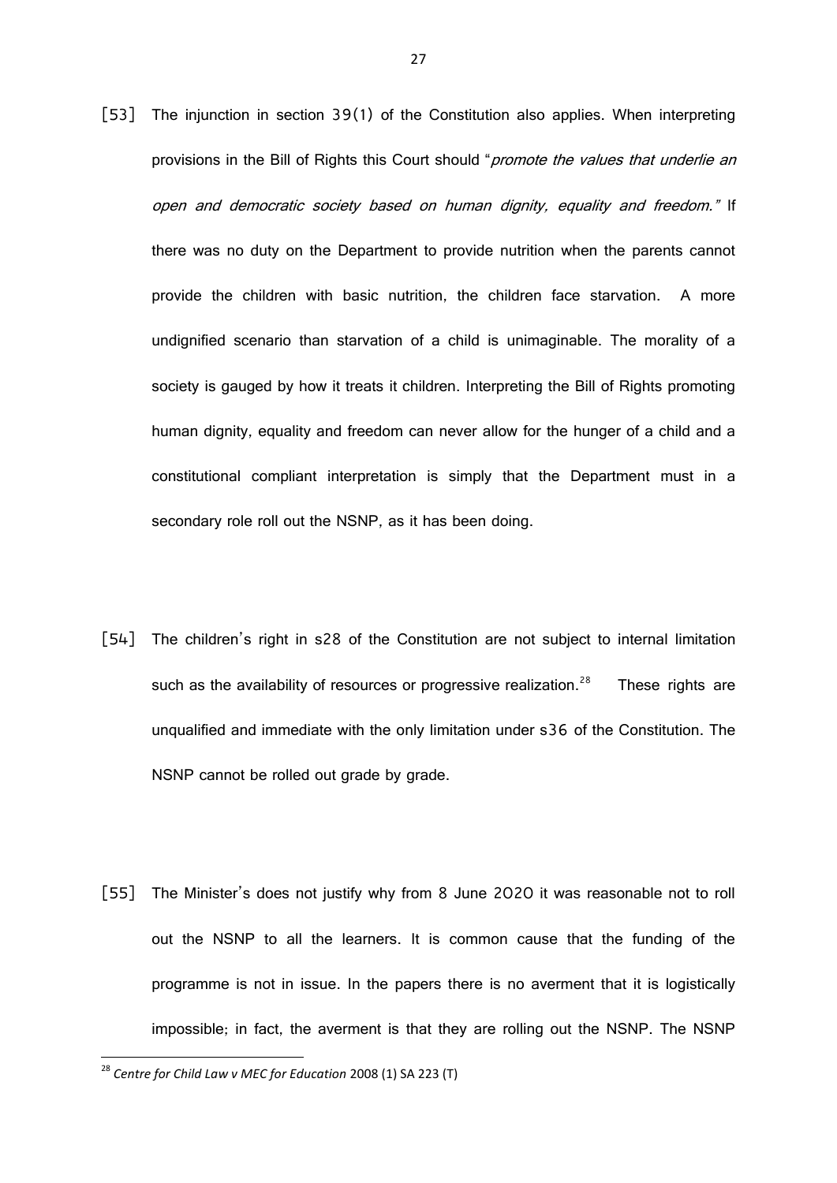[53] The injunction in section 39(1) of the Constitution also applies. When interpreting provisions in the Bill of Rights this Court should "*promote the values that underlie an open and democratic society based on human dignity, equality and freedom.*" If there was no duty on the Department to provide nutrition when the parents cannot provide the children with basic nutrition, the children face starvation. A more undignified scenario than starvation of a child is unimaginable. The morality of a society is gauged by how it treats it children. Interpreting the Bill of Rights promoting human dignity, equality and freedom can never allow for the hunger of a child and a constitutional compliant interpretation is simply that the Department must in a secondary role roll out the NSNP, as it has been doing.

[54] The children's right in s28 of the Constitution are not subject to internal limitation such as the availability of resources or progressive realization.[28] These rights are unqualified and immediate with the only limitation under s36 of the Constitution. The NSNP cannot be rolled out grade by grade.

[55] The Minister's does not justify why from 8 June 2020 it was reasonable not to roll out the NSNP to all the learners. It is common cause that the funding of the programme is not in issue. In the papers there is no averment that it is logistically impossible; in fact, the averment is that they are rolling out the NSNP. The NSNP

[28] *Centre for Child Law v MEC for Education* 2008 (1) SA 223 (T)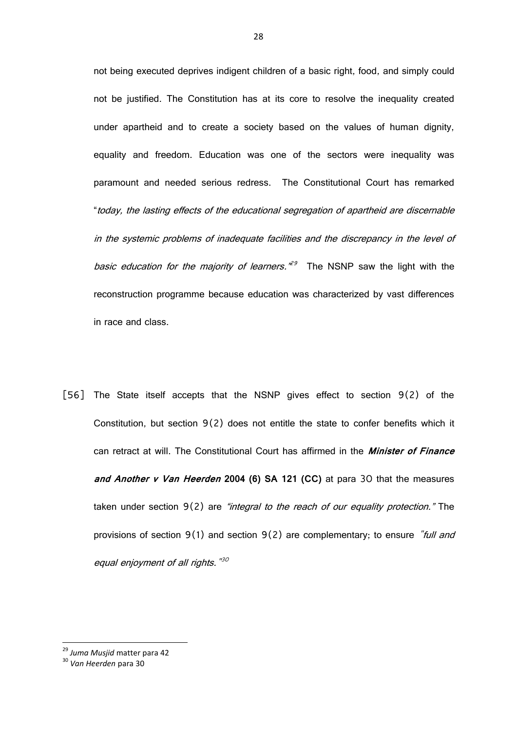not being executed deprives indigent children of a basic right, food, and simply could not be justified. The Constitution has at its core to resolve the inequality created under apartheid and to create a society based on the values of human dignity, equality and freedom. Education was one of the sectors were inequality was paramount and needed serious redress. The Constitutional Court has remarked "*today, the lasting effects of the educational segregation of apartheid are discernable in the systemic problems of inadequate facilities and the discrepancy in the level of basic education for the majority of learners.*"[29] The NSNP saw the light with the reconstruction programme because education was characterized by vast differences in race and class.

[56] The State itself accepts that the NSNP gives effect to section 9(2) of the Constitution, but section 9(2) does not entitle the state to confer benefits which it can retract at will. The Constitutional Court has affirmed in the ***Minister of Finance and Another v Van Heerden* 2004 (6) SA 121 (CC)** at para 30 that the measures taken under section 9(2) are *"integral to the reach of our equality protection."* The provisions of section 9(1) and section 9(2) are complementary; to ensure *"full and equal enjoyment of all rights."*[30]

---

[29] *Juma Musjid* matter para 42

[30] *Van Heerden* para 30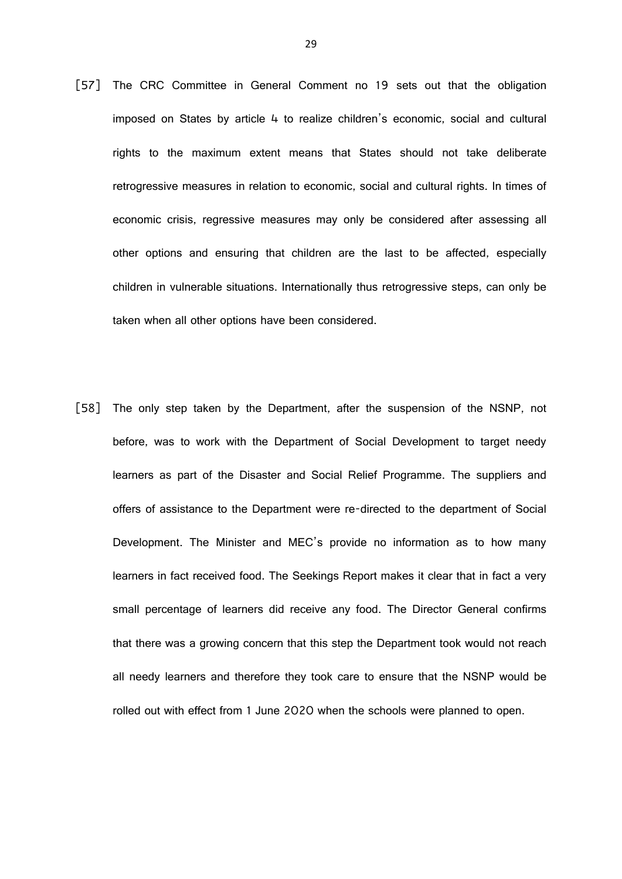[57] The CRC Committee in General Comment no 19 sets out that the obligation imposed on States by article 4 to realize children's economic, social and cultural rights to the maximum extent means that States should not take deliberate retrogressive measures in relation to economic, social and cultural rights. In times of economic crisis, regressive measures may only be considered after assessing all other options and ensuring that children are the last to be affected, especially children in vulnerable situations. Internationally thus retrogressive steps, can only be taken when all other options have been considered.

[58] The only step taken by the Department, after the suspension of the NSNP, not before, was to work with the Department of Social Development to target needy learners as part of the Disaster and Social Relief Programme. The suppliers and offers of assistance to the Department were re-directed to the department of Social Development. The Minister and MEC's provide no information as to how many learners in fact received food. The Seekings Report makes it clear that in fact a very small percentage of learners did receive any food. The Director General confirms that there was a growing concern that this step the Department took would not reach all needy learners and therefore they took care to ensure that the NSNP would be rolled out with effect from 1 June 2020 when the schools were planned to open.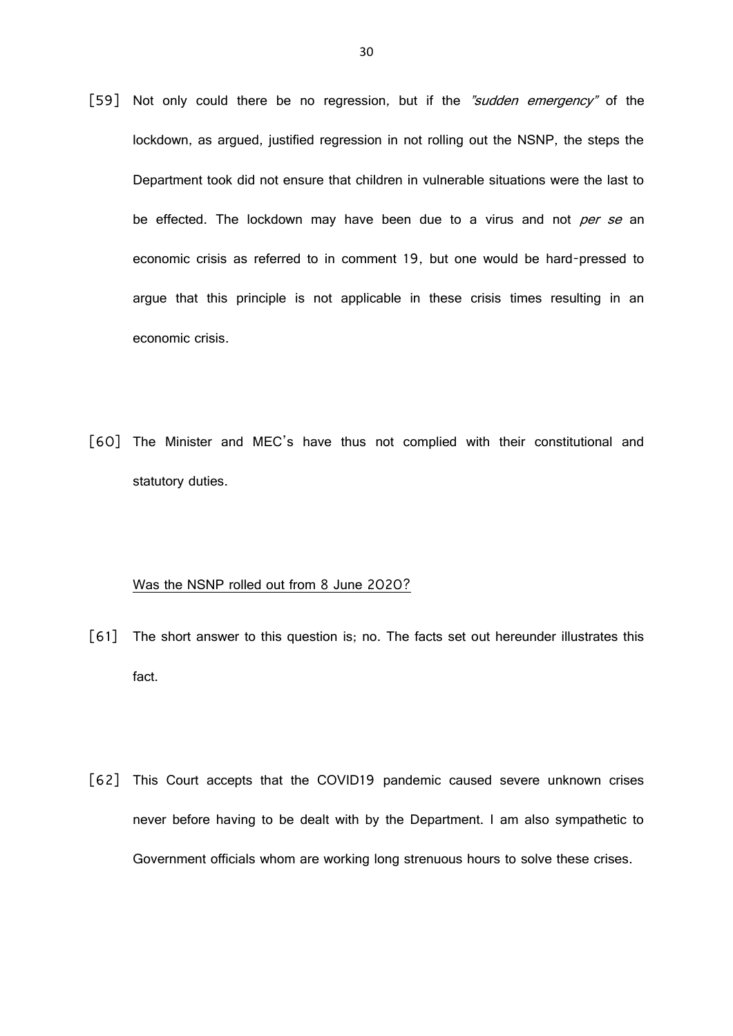[59] Not only could there be no regression, but if the *"sudden emergency"* of the lockdown, as argued, justified regression in not rolling out the NSNP, the steps the Department took did not ensure that children in vulnerable situations were the last to be effected. The lockdown may have been due to a virus and not *per se* an economic crisis as referred to in comment 19, but one would be hard-pressed to argue that this principle is not applicable in these crisis times resulting in an economic crisis.

[60] The Minister and MEC's have thus not complied with their constitutional and statutory duties.

<u>Was the NSNP rolled out from 8 June 2020?</u>

[61] The short answer to this question is; no. The facts set out hereunder illustrates this fact.

[62] This Court accepts that the COVID19 pandemic caused severe unknown crises never before having to be dealt with by the Department. I am also sympathetic to Government officials whom are working long strenuous hours to solve these crises.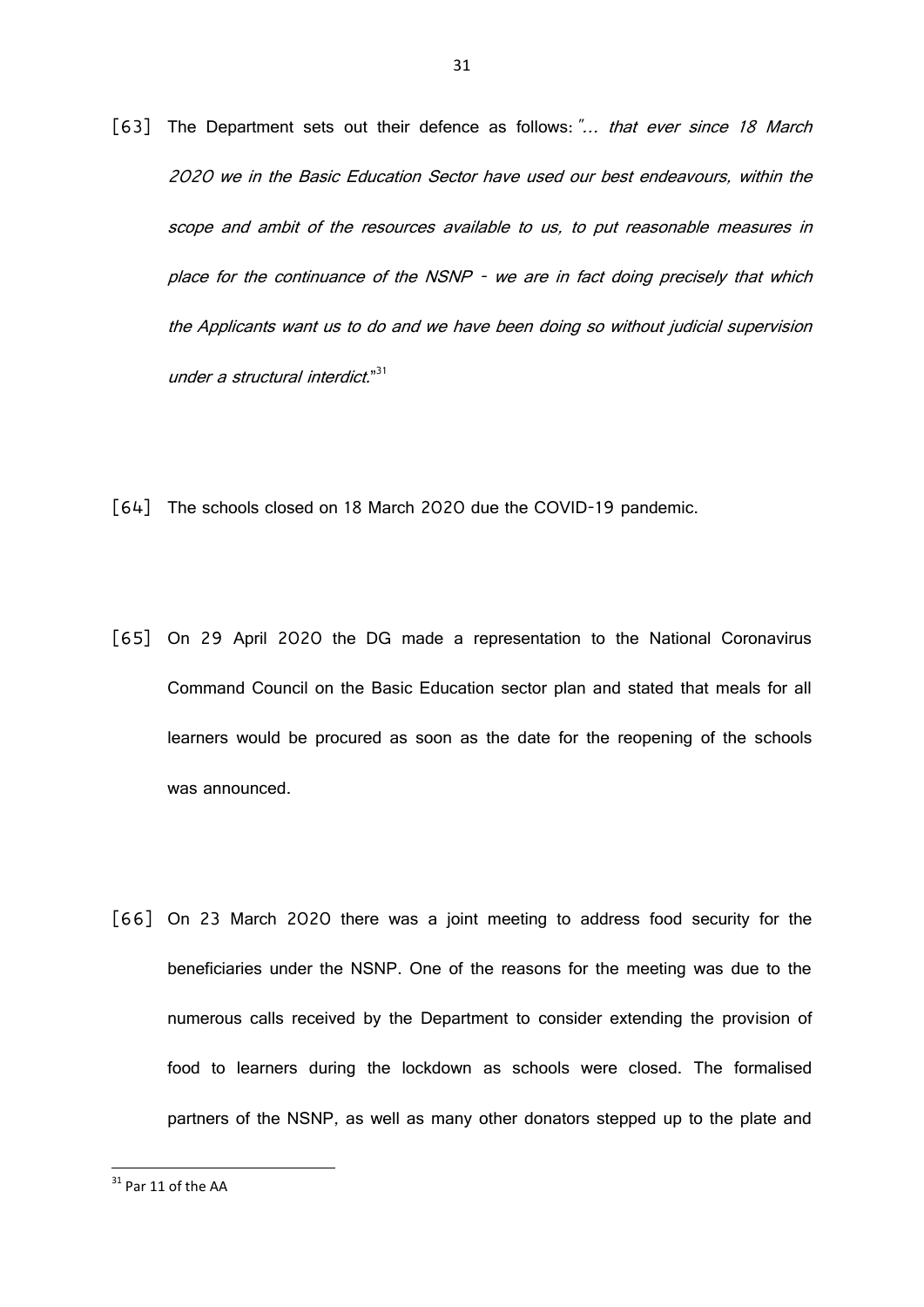[63] The Department sets out their defence as follows: *"… that ever since 18 March 2020 we in the Basic Education Sector have used our best endeavours, within the scope and ambit of the resources available to us, to put reasonable measures in place for the continuance of the NSNP – we are in fact doing precisely that which the Applicants want us to do and we have been doing so without judicial supervision under a structural interdict."*[31]

[64] The schools closed on 18 March 2020 due the COVID-19 pandemic.

[65] On 29 April 2020 the DG made a representation to the National Coronavirus Command Council on the Basic Education sector plan and stated that meals for all learners would be procured as soon as the date for the reopening of the schools was announced.

[66] On 23 March 2020 there was a joint meeting to address food security for the beneficiaries under the NSNP. One of the reasons for the meeting was due to the numerous calls received by the Department to consider extending the provision of food to learners during the lockdown as schools were closed. The formalised partners of the NSNP, as well as many other donators stepped up to the plate and

---

[31] Par 11 of the AA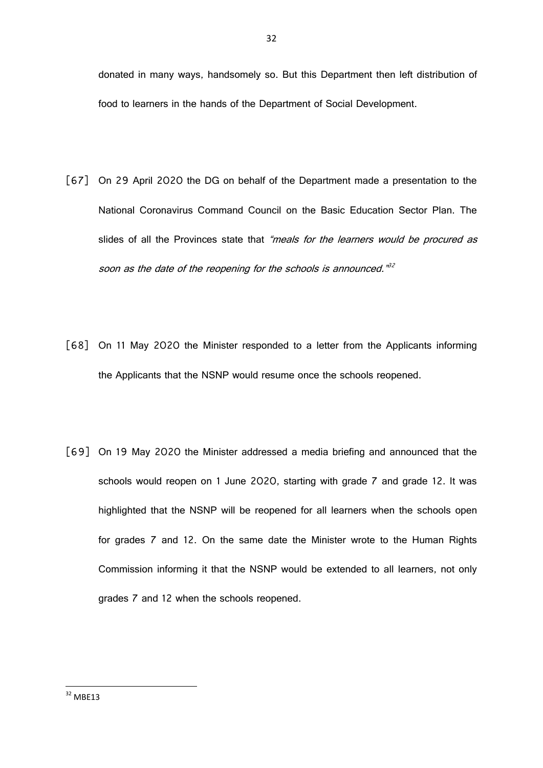donated in many ways, handsomely so. But this Department then left distribution of food to learners in the hands of the Department of Social Development.

[67] On 29 April 2020 the DG on behalf of the Department made a presentation to the National Coronavirus Command Council on the Basic Education Sector Plan. The slides of all the Provinces state that *"meals for the learners would be procured as soon as the date of the reopening for the schools is announced."*[32]

[68] On 11 May 2020 the Minister responded to a letter from the Applicants informing the Applicants that the NSNP would resume once the schools reopened.

[69] On 19 May 2020 the Minister addressed a media briefing and announced that the schools would reopen on 1 June 2020, starting with grade 7 and grade 12. It was highlighted that the NSNP will be reopened for all learners when the schools open for grades 7 and 12. On the same date the Minister wrote to the Human Rights Commission informing it that the NSNP would be extended to all learners, not only grades 7 and 12 when the schools reopened.

---

[32] MBE13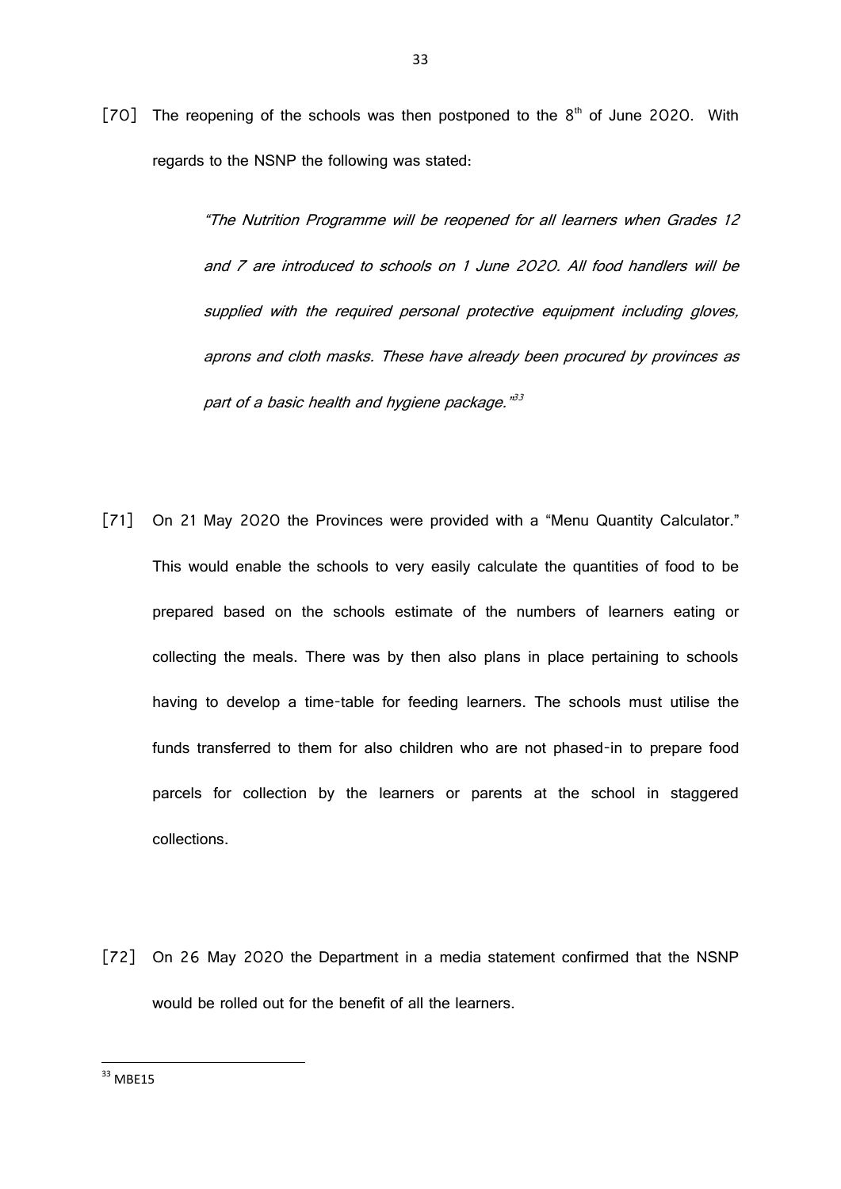[70] The reopening of the schools was then postponed to the 8th of June 2020. With regards to the NSNP the following was stated:

> *"The Nutrition Programme will be reopened for all learners when Grades 12 and 7 are introduced to schools on 1 June 2020. All food handlers will be supplied with the required personal protective equipment including gloves, aprons and cloth masks. These have already been procured by provinces as part of a basic health and hygiene package."*[33]

[71] On 21 May 2020 the Provinces were provided with a "Menu Quantity Calculator." This would enable the schools to very easily calculate the quantities of food to be prepared based on the schools estimate of the numbers of learners eating or collecting the meals. There was by then also plans in place pertaining to schools having to develop a time-table for feeding learners. The schools must utilise the funds transferred to them for also children who are not phased-in to prepare food parcels for collection by the learners or parents at the school in staggered collections.

[72] On 26 May 2020 the Department in a media statement confirmed that the NSNP would be rolled out for the benefit of all the learners.

---

[33] MBE15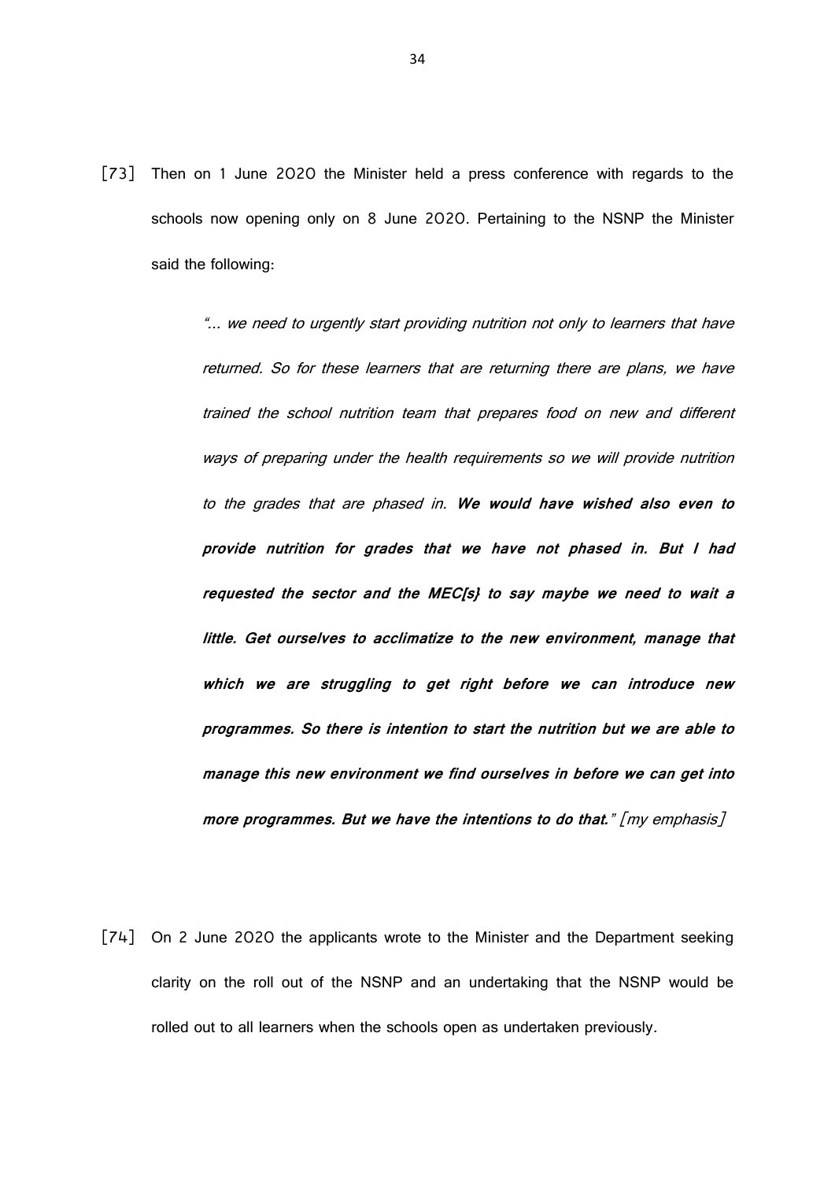[73] Then on 1 June 2020 the Minister held a press conference with regards to the schools now opening only on 8 June 2020. Pertaining to the NSNP the Minister said the following:

> *"... we need to urgently start providing nutrition not only to learners that have returned. So for these learners that are returning there are plans, we have trained the school nutrition team that prepares food on new and different ways of preparing under the health requirements so we will provide nutrition to the grades that are phased in.* ***We would have wished also even to provide nutrition for grades that we have not phased in. But I had requested the sector and the MEC[s} to say maybe we need to wait a little. Get ourselves to acclimatize to the new environment, manage that which we are struggling to get right before we can introduce new programmes. So there is intention to start the nutrition but we are able to manage this new environment we find ourselves in before we can get into more programmes. But we have the intentions to do that.****"* *[my emphasis]*

[74] On 2 June 2020 the applicants wrote to the Minister and the Department seeking clarity on the roll out of the NSNP and an undertaking that the NSNP would be rolled out to all learners when the schools open as undertaken previously.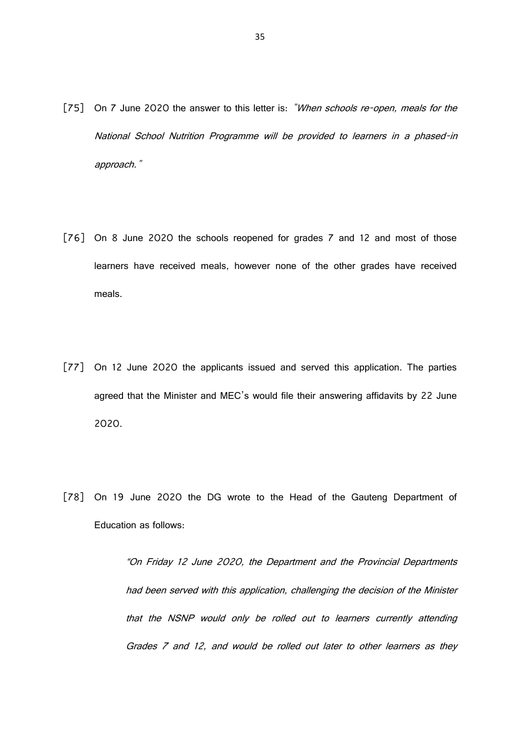[75] On 7 June 2020 the answer to this letter is: *"When schools re-open, meals for the National School Nutrition Programme will be provided to learners in a phased-in approach."*

[76] On 8 June 2020 the schools reopened for grades 7 and 12 and most of those learners have received meals, however none of the other grades have received meals.

[77] On 12 June 2020 the applicants issued and served this application. The parties agreed that the Minister and MEC's would file their answering affidavits by 22 June 2020.

[78] On 19 June 2020 the DG wrote to the Head of the Gauteng Department of Education as follows:

> *"On Friday 12 June 2020, the Department and the Provincial Departments had been served with this application, challenging the decision of the Minister that the NSNP would only be rolled out to learners currently attending Grades 7 and 12, and would be rolled out later to other learners as they*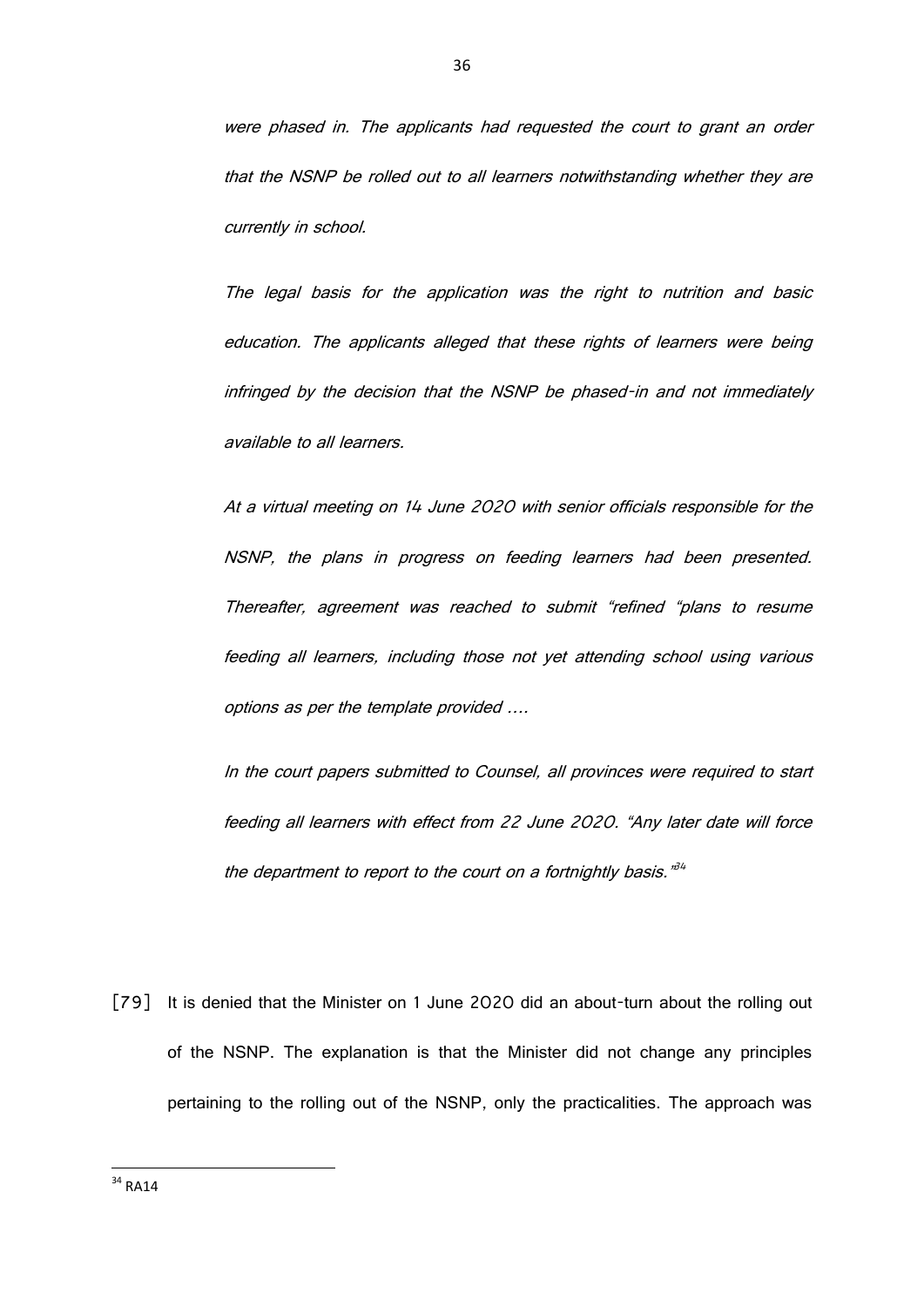*were phased in. The applicants had requested the court to grant an order that the NSNP be rolled out to all learners notwithstanding whether they are currently in school.*

*The legal basis for the application was the right to nutrition and basic education. The applicants alleged that these rights of learners were being infringed by the decision that the NSNP be phased-in and not immediately available to all learners.*

*At a virtual meeting on 14 June 2020 with senior officials responsible for the NSNP, the plans in progress on feeding learners had been presented. Thereafter, agreement was reached to submit "refined "plans to resume feeding all learners, including those not yet attending school using various options as per the template provided ….*

*In the court papers submitted to Counsel, all provinces were required to start feeding all learners with effect from 22 June 2020. "Any later date will force the department to report to the court on a fortnightly basis."*[34]

[79] It is denied that the Minister on 1 June 2020 did an about-turn about the rolling out of the NSNP. The explanation is that the Minister did not change any principles pertaining to the rolling out of the NSNP, only the practicalities. The approach was

---

[34] RA14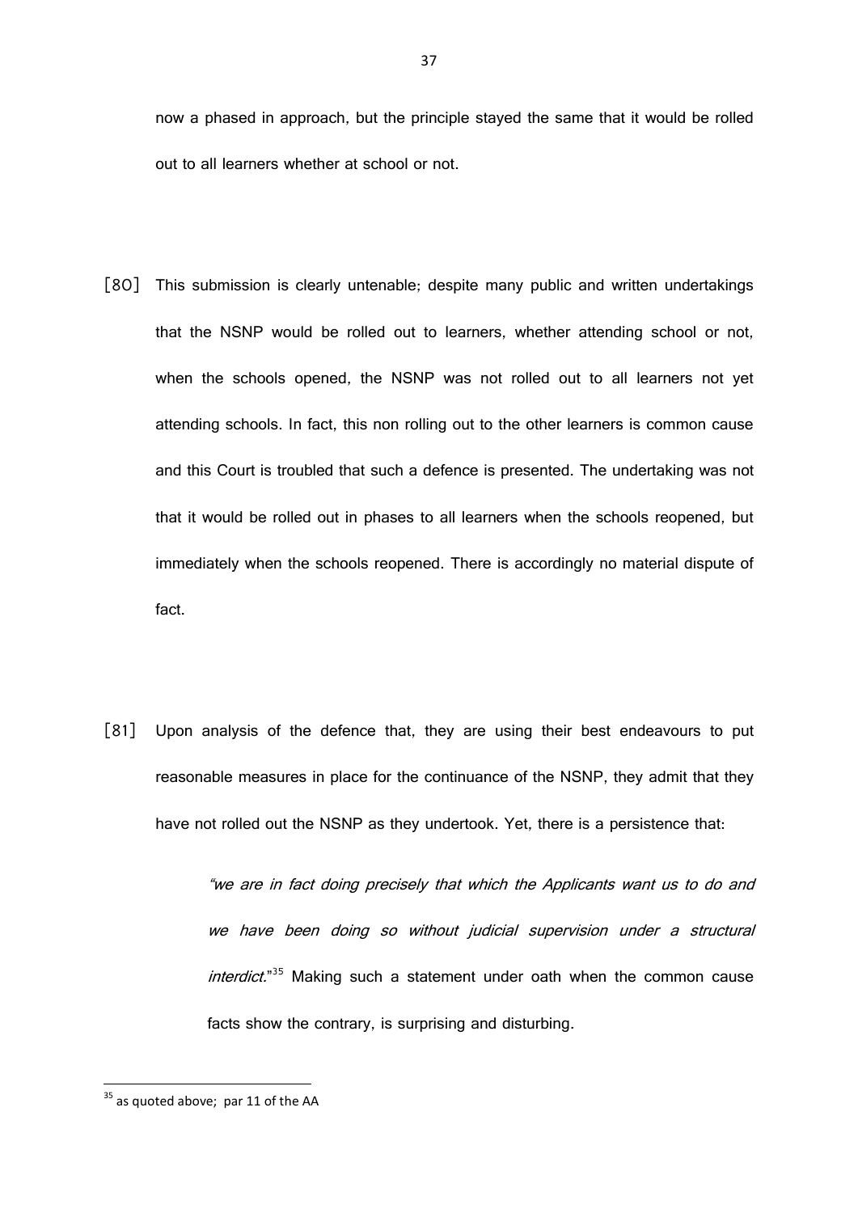now a phased in approach, but the principle stayed the same that it would be rolled out to all learners whether at school or not.

[80] This submission is clearly untenable; despite many public and written undertakings that the NSNP would be rolled out to learners, whether attending school or not, when the schools opened, the NSNP was not rolled out to all learners not yet attending schools. In fact, this non rolling out to the other learners is common cause and this Court is troubled that such a defence is presented. The undertaking was not that it would be rolled out in phases to all learners when the schools reopened, but immediately when the schools reopened. There is accordingly no material dispute of fact.

[81] Upon analysis of the defence that, they are using their best endeavours to put reasonable measures in place for the continuance of the NSNP, they admit that they have not rolled out the NSNP as they undertook. Yet, there is a persistence that:

> *"we are in fact doing precisely that which the Applicants want us to do and we have been doing so without judicial supervision under a structural interdict."*[35] Making such a statement under oath when the common cause facts show the contrary, is surprising and disturbing.

---

[35] as quoted above; par 11 of the AA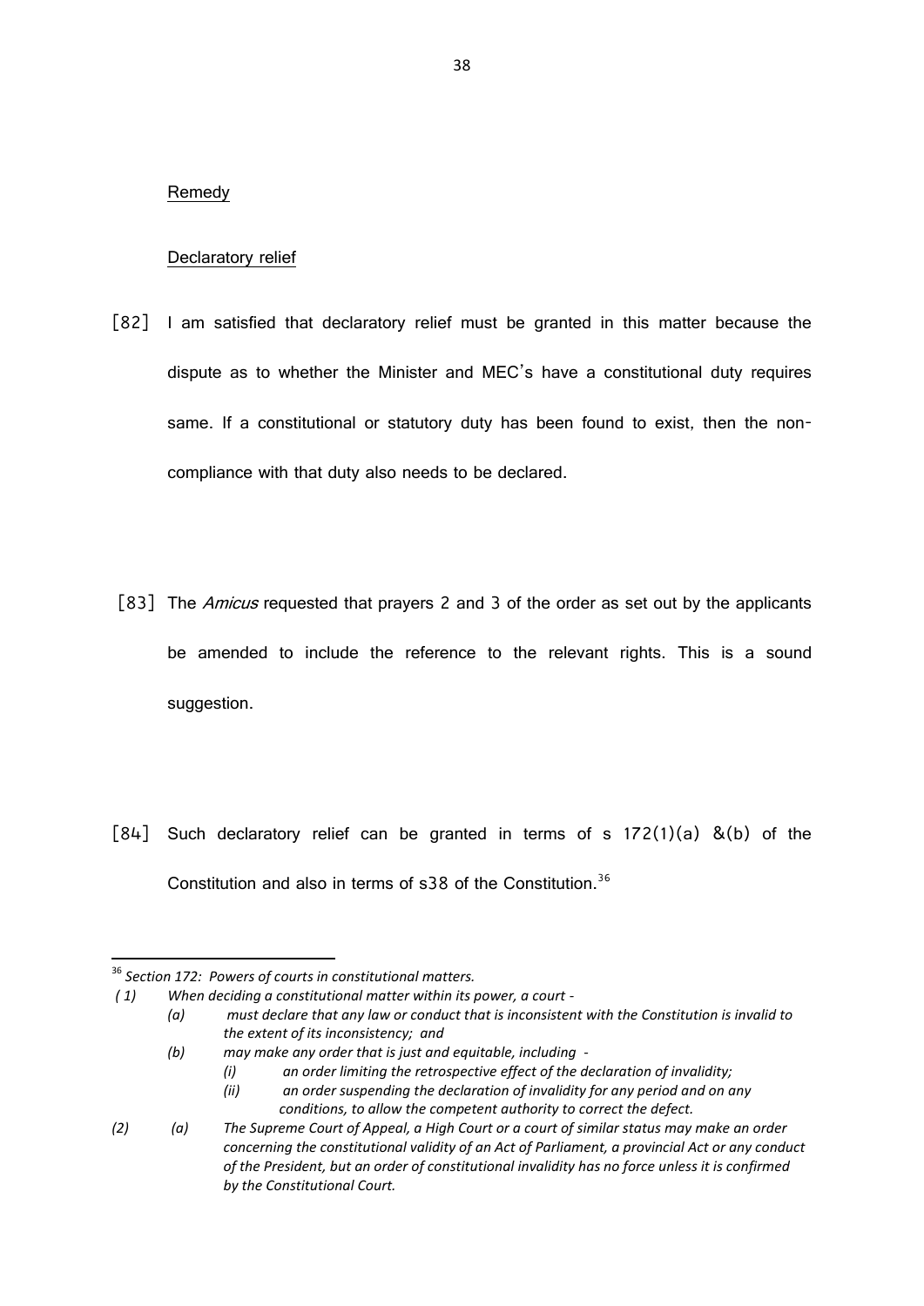Remedy

Declaratory relief

[82] I am satisfied that declaratory relief must be granted in this matter because the dispute as to whether the Minister and MEC's have a constitutional duty requires same. If a constitutional or statutory duty has been found to exist, then the non-compliance with that duty also needs to be declared.

[83] The *Amicus* requested that prayers 2 and 3 of the order as set out by the applicants be amended to include the reference to the relevant rights. This is a sound suggestion.

[84] Such declaratory relief can be granted in terms of s 172(1)(a) &(b) of the Constitution and also in terms of s38 of the Constitution.[36]

---

[36] *Section 172: Powers of courts in constitutional matters.*

*(1) When deciding a constitutional matter within its power, a court -*

*(a) must declare that any law or conduct that is inconsistent with the Constitution is invalid to the extent of its inconsistency; and*

*(b) may make any order that is just and equitable, including -*

*(i) an order limiting the retrospective effect of the declaration of invalidity;*

*(ii) an order suspending the declaration of invalidity for any period and on any conditions, to allow the competent authority to correct the defect.*

*(2) (a) The Supreme Court of Appeal, a High Court or a court of similar status may make an order concerning the constitutional validity of an Act of Parliament, a provincial Act or any conduct of the President, but an order of constitutional invalidity has no force unless it is confirmed by the Constitutional Court.*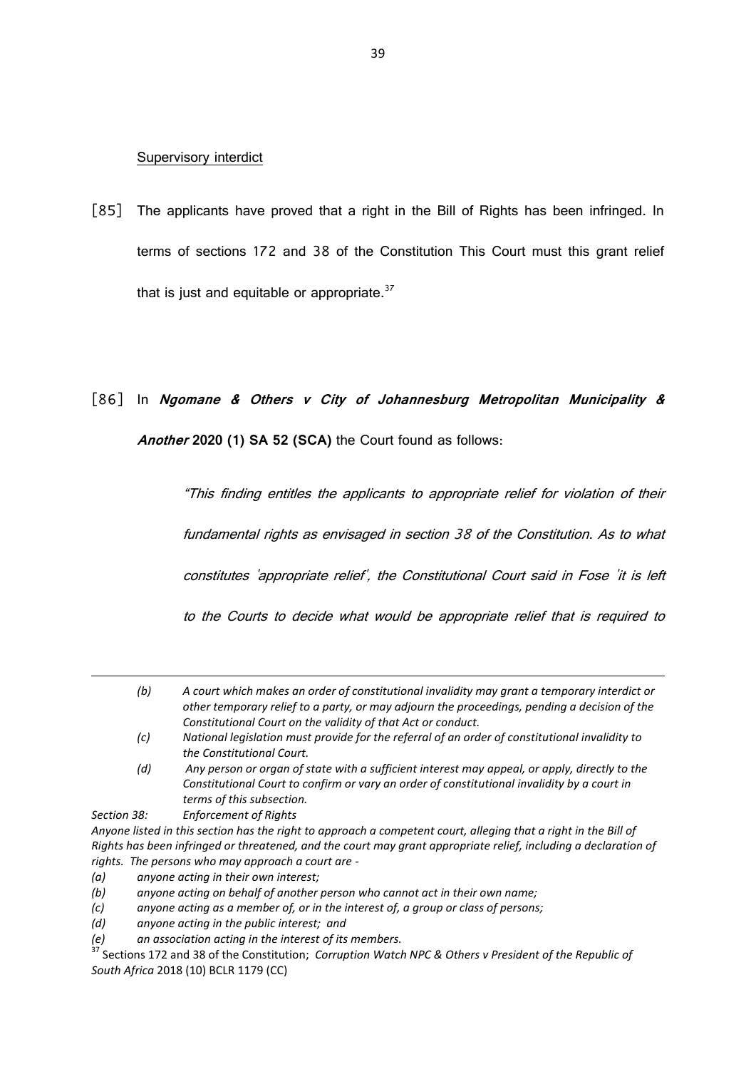Supervisory interdict

[85] The applicants have proved that a right in the Bill of Rights has been infringed. In terms of sections 172 and 38 of the Constitution This Court must this grant relief that is just and equitable or appropriate.[37]

[86] In ***Ngomane & Others v City of Johannesburg Metropolitan Municipality & Another*** **2020 (1) SA 52 (SCA)** the Court found as follows:

> *"This finding entitles the applicants to appropriate relief for violation of their fundamental rights as envisaged in section 38 of the Constitution. As to what constitutes 'appropriate relief', the Constitutional Court said in Fose 'it is left to the Courts to decide what would be appropriate relief that is required to*

---

> *(b) A court which makes an order of constitutional invalidity may grant a temporary interdict or other temporary relief to a party, or may adjourn the proceedings, pending a decision of the Constitutional Court on the validity of that Act or conduct.*
>
> *(c) National legislation must provide for the referral of an order of constitutional invalidity to the Constitutional Court.*
>
> *(d) Any person or organ of state with a sufficient interest may appeal, or apply, directly to the Constitutional Court to confirm or vary an order of constitutional invalidity by a court in terms of this subsection.*

*Section 38: Enforcement of Rights*

*Anyone listed in this section has the right to approach a competent court, alleging that a right in the Bill of Rights has been infringed or threatened, and the court may grant appropriate relief, including a declaration of rights. The persons who may approach a court are -*

*(a) anyone acting in their own interest;*

*(b) anyone acting on behalf of another person who cannot act in their own name;*

*(c) anyone acting as a member of, or in the interest of, a group or class of persons;*

*(d) anyone acting in the public interest; and*

*(e) an association acting in the interest of its members.*

[37] Sections 172 and 38 of the Constitution; *Corruption Watch NPC & Others v President of the Republic of South Africa* 2018 (10) BCLR 1179 (CC)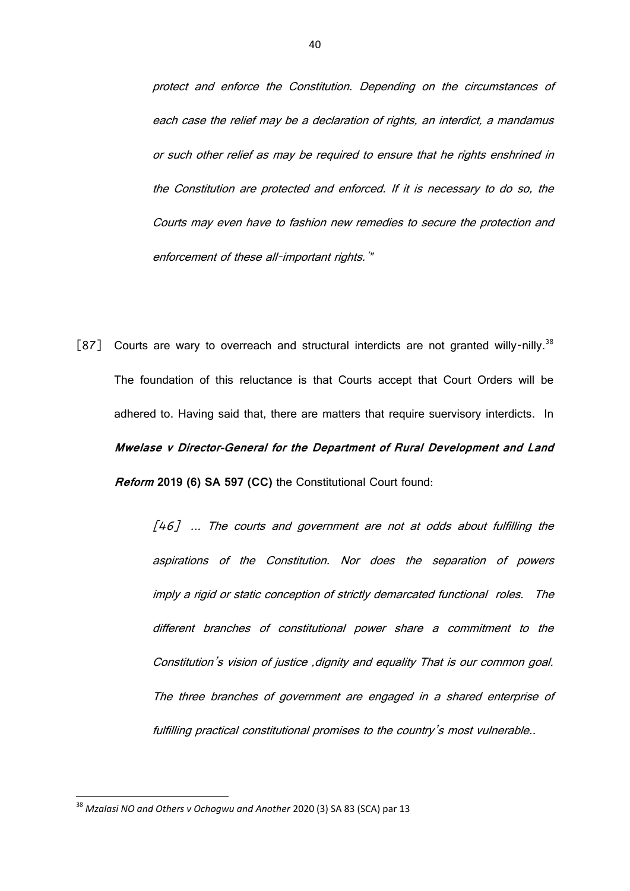*protect and enforce the Constitution. Depending on the circumstances of each case the relief may be a declaration of rights, an interdict, a mandamus or such other relief as may be required to ensure that he rights enshrined in the Constitution are protected and enforced. If it is necessary to do so, the Courts may even have to fashion new remedies to secure the protection and enforcement of these all-important rights.'"*

[87] Courts are wary to overreach and structural interdicts are not granted willy-nilly.[38] The foundation of this reluctance is that Courts accept that Court Orders will be adhered to. Having said that, there are matters that require suervisory interdicts. In ***Mwelase v Director-General for the Department of Rural Development and Land Reform*** **2019 (6) SA 597 (CC)** the Constitutional Court found:

> *[46] ... The courts and government are not at odds about fulfilling the aspirations of the Constitution. Nor does the separation of powers imply a rigid or static conception of strictly demarcated functional roles. The different branches of constitutional power share a commitment to the Constitution's vision of justice ,dignity and equality That is our common goal. The three branches of government are engaged in a shared enterprise of fulfilling practical constitutional promises to the country's most vulnerable..*

---

[38] *Mzalasi NO and Others v Ochogwu and Another* 2020 (3) SA 83 (SCA) par 13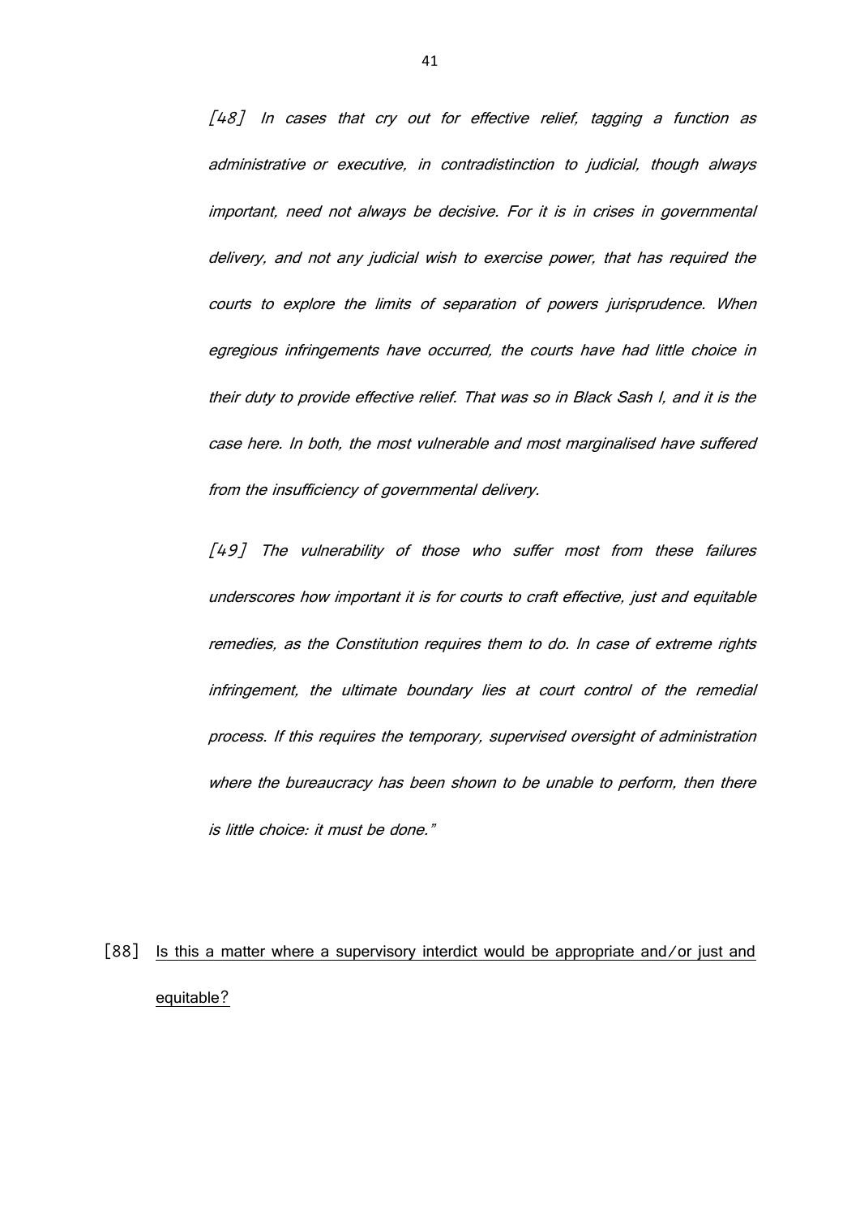*[48] In cases that cry out for effective relief, tagging a function as administrative or executive, in contradistinction to judicial, though always important, need not always be decisive. For it is in crises in governmental delivery, and not any judicial wish to exercise power, that has required the courts to explore the limits of separation of powers jurisprudence. When egregious infringements have occurred, the courts have had little choice in their duty to provide effective relief. That was so in Black Sash I, and it is the case here. In both, the most vulnerable and most marginalised have suffered from the insufficiency of governmental delivery.*

*[49] The vulnerability of those who suffer most from these failures underscores how important it is for courts to craft effective, just and equitable remedies, as the Constitution requires them to do. In case of extreme rights infringement, the ultimate boundary lies at court control of the remedial process. If this requires the temporary, supervised oversight of administration where the bureaucracy has been shown to be unable to perform, then there is little choice: it must be done."*

[88] <u>Is this a matter where a supervisory interdict would be appropriate and/or just and equitable?</u>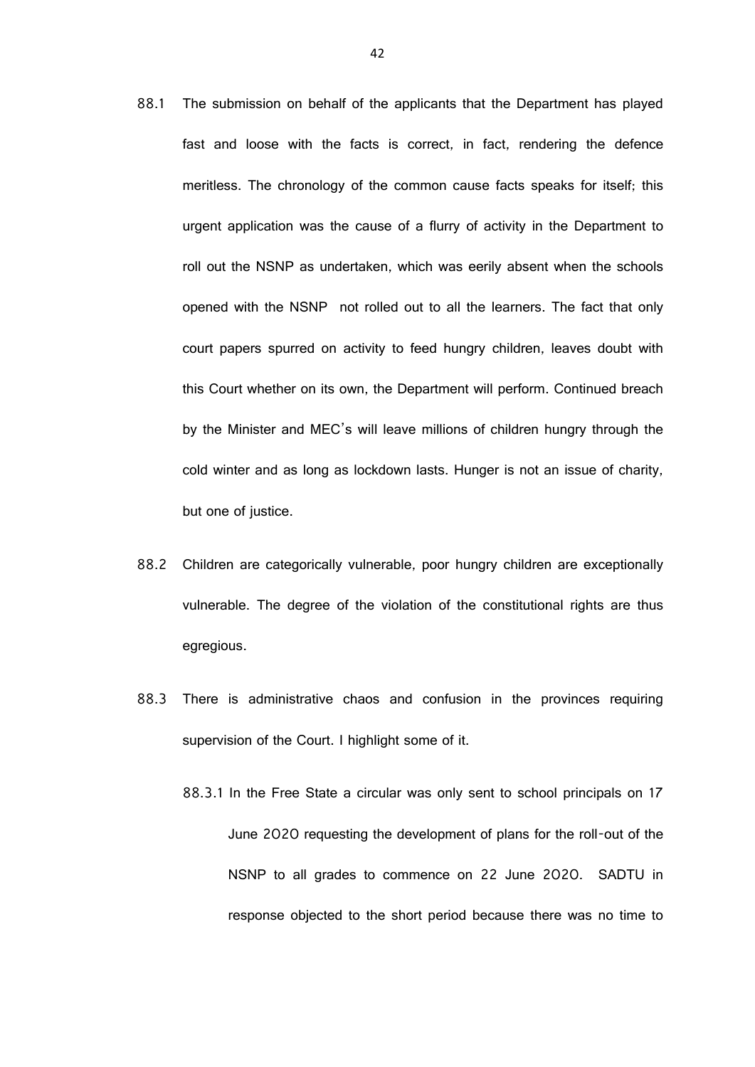88.1 The submission on behalf of the applicants that the Department has played fast and loose with the facts is correct, in fact, rendering the defence meritless. The chronology of the common cause facts speaks for itself; this urgent application was the cause of a flurry of activity in the Department to roll out the NSNP as undertaken, which was eerily absent when the schools opened with the NSNP not rolled out to all the learners. The fact that only court papers spurred on activity to feed hungry children, leaves doubt with this Court whether on its own, the Department will perform. Continued breach by the Minister and MEC's will leave millions of children hungry through the cold winter and as long as lockdown lasts. Hunger is not an issue of charity, but one of justice.

88.2 Children are categorically vulnerable, poor hungry children are exceptionally vulnerable. The degree of the violation of the constitutional rights are thus egregious.

88.3 There is administrative chaos and confusion in the provinces requiring supervision of the Court. I highlight some of it.

88.3.1 In the Free State a circular was only sent to school principals on 17 June 2020 requesting the development of plans for the roll-out of the NSNP to all grades to commence on 22 June 2020. SADTU in response objected to the short period because there was no time to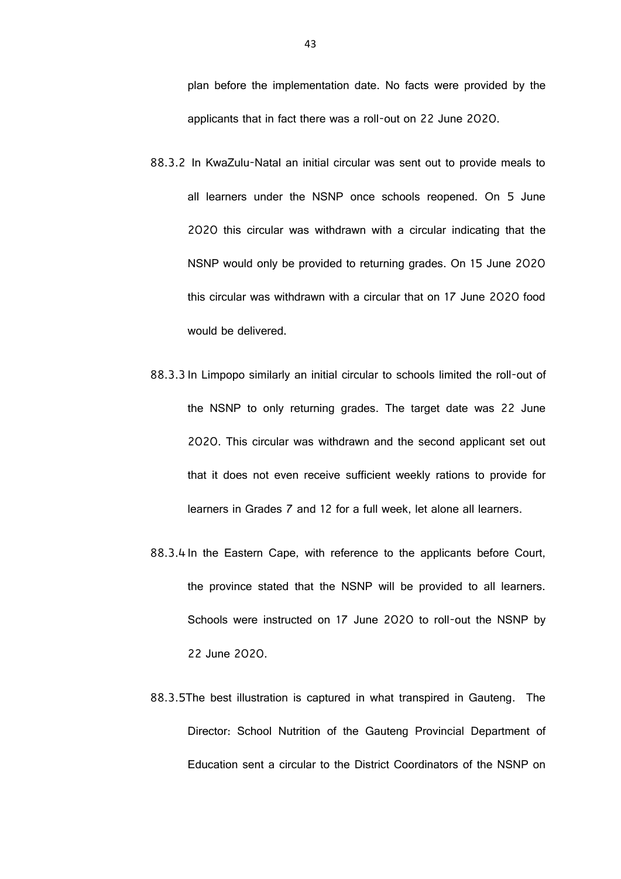plan before the implementation date. No facts were provided by the applicants that in fact there was a roll-out on 22 June 2020.

88.3.2 In KwaZulu-Natal an initial circular was sent out to provide meals to all learners under the NSNP once schools reopened. On 5 June 2020 this circular was withdrawn with a circular indicating that the NSNP would only be provided to returning grades. On 15 June 2020 this circular was withdrawn with a circular that on 17 June 2020 food would be delivered.

88.3.3 In Limpopo similarly an initial circular to schools limited the roll-out of the NSNP to only returning grades. The target date was 22 June 2020. This circular was withdrawn and the second applicant set out that it does not even receive sufficient weekly rations to provide for learners in Grades 7 and 12 for a full week, let alone all learners.

88.3.4 In the Eastern Cape, with reference to the applicants before Court, the province stated that the NSNP will be provided to all learners. Schools were instructed on 17 June 2020 to roll-out the NSNP by 22 June 2020.

88.3.5 The best illustration is captured in what transpired in Gauteng. The Director: School Nutrition of the Gauteng Provincial Department of Education sent a circular to the District Coordinators of the NSNP on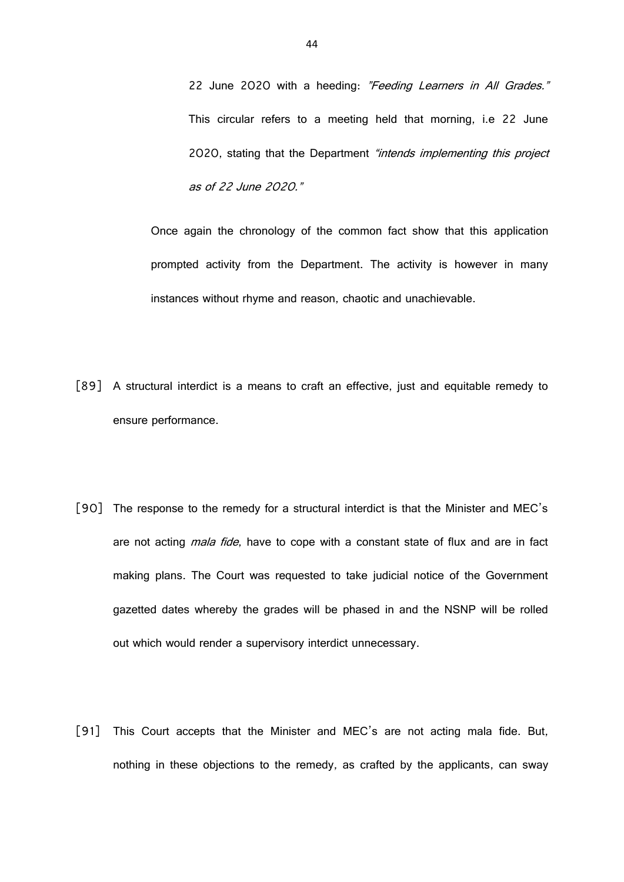22 June 2020 with a heeding: *"Feeding Learners in All Grades."* This circular refers to a meeting held that morning, i.e 22 June 2020, stating that the Department *"intends implementing this project as of 22 June 2020."*

Once again the chronology of the common fact show that this application prompted activity from the Department. The activity is however in many instances without rhyme and reason, chaotic and unachievable.

[89] A structural interdict is a means to craft an effective, just and equitable remedy to ensure performance.

[90] The response to the remedy for a structural interdict is that the Minister and MEC's are not acting *mala fide*, have to cope with a constant state of flux and are in fact making plans. The Court was requested to take judicial notice of the Government gazetted dates whereby the grades will be phased in and the NSNP will be rolled out which would render a supervisory interdict unnecessary.

[91] This Court accepts that the Minister and MEC's are not acting mala fide. But, nothing in these objections to the remedy, as crafted by the applicants, can sway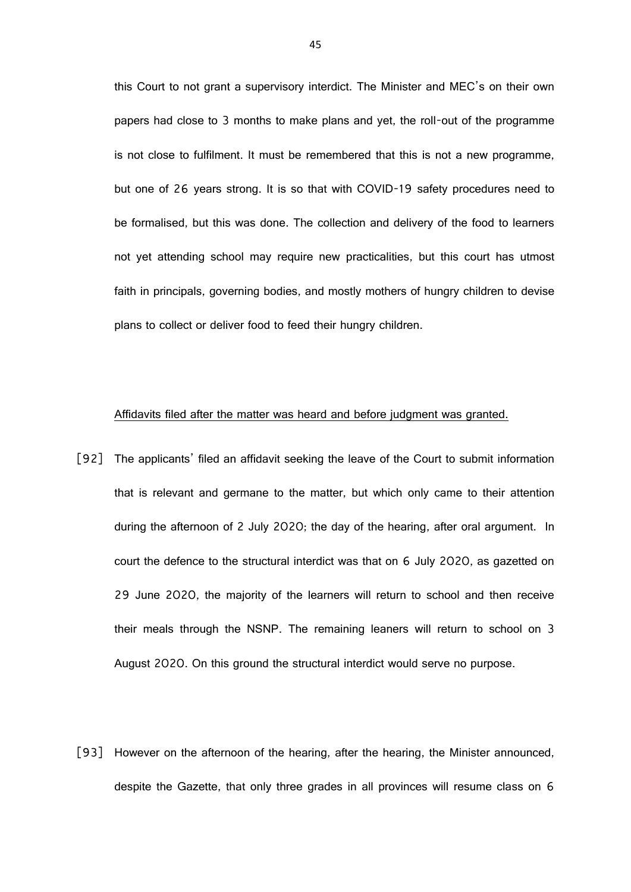this Court to not grant a supervisory interdict. The Minister and MEC's on their own papers had close to 3 months to make plans and yet, the roll-out of the programme is not close to fulfilment. It must be remembered that this is not a new programme, but one of 26 years strong. It is so that with COVID-19 safety procedures need to be formalised, but this was done. The collection and delivery of the food to learners not yet attending school may require new practicalities, but this court has utmost faith in principals, governing bodies, and mostly mothers of hungry children to devise plans to collect or deliver food to feed their hungry children.

<u>Affidavits filed after the matter was heard and before judgment was granted.</u>

[92] The applicants' filed an affidavit seeking the leave of the Court to submit information that is relevant and germane to the matter, but which only came to their attention during the afternoon of 2 July 2020; the day of the hearing, after oral argument. In court the defence to the structural interdict was that on 6 July 2020, as gazetted on 29 June 2020, the majority of the learners will return to school and then receive their meals through the NSNP. The remaining leaners will return to school on 3 August 2020. On this ground the structural interdict would serve no purpose.

[93] However on the afternoon of the hearing, after the hearing, the Minister announced, despite the Gazette, that only three grades in all provinces will resume class on 6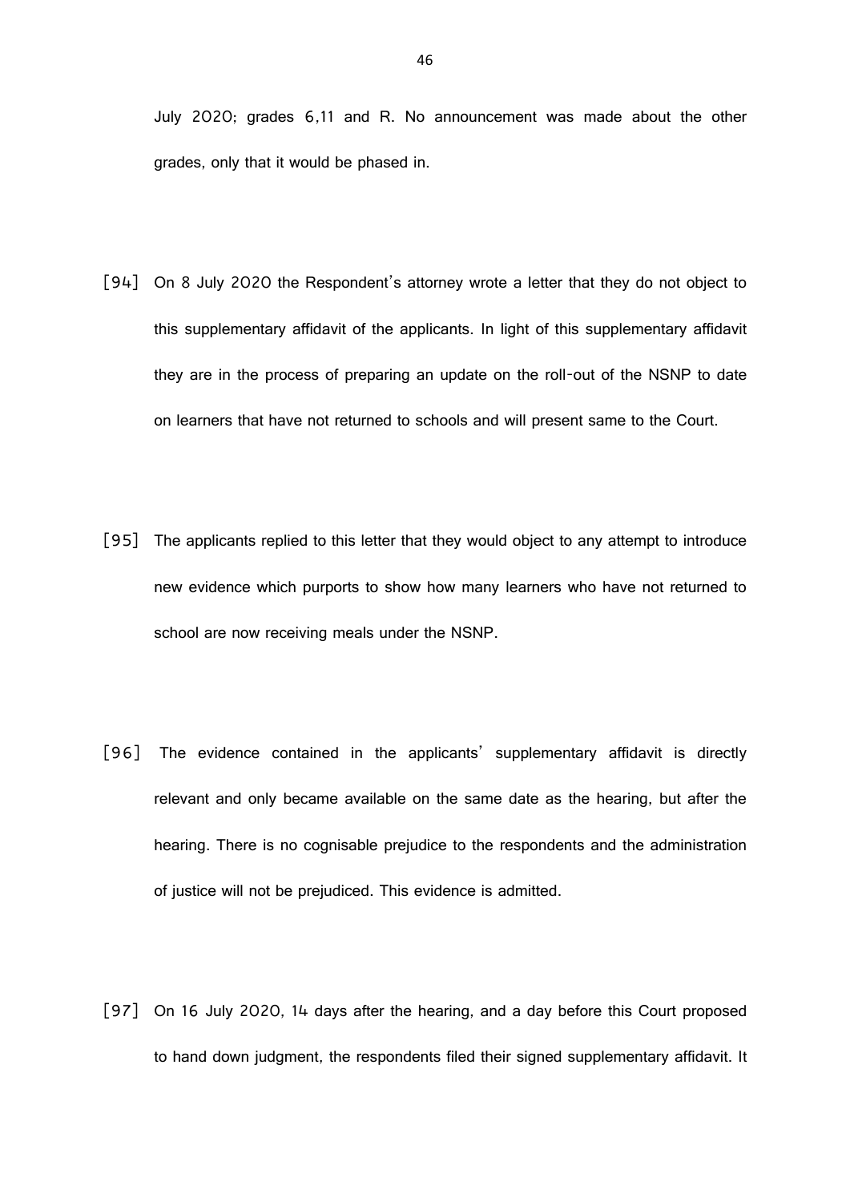July 2020; grades 6,11 and R. No announcement was made about the other grades, only that it would be phased in.

[94] On 8 July 2020 the Respondent's attorney wrote a letter that they do not object to this supplementary affidavit of the applicants. In light of this supplementary affidavit they are in the process of preparing an update on the roll-out of the NSNP to date on learners that have not returned to schools and will present same to the Court.

[95] The applicants replied to this letter that they would object to any attempt to introduce new evidence which purports to show how many learners who have not returned to school are now receiving meals under the NSNP.

[96] The evidence contained in the applicants' supplementary affidavit is directly relevant and only became available on the same date as the hearing, but after the hearing. There is no cognisable prejudice to the respondents and the administration of justice will not be prejudiced. This evidence is admitted.

[97] On 16 July 2020, 14 days after the hearing, and a day before this Court proposed to hand down judgment, the respondents filed their signed supplementary affidavit. It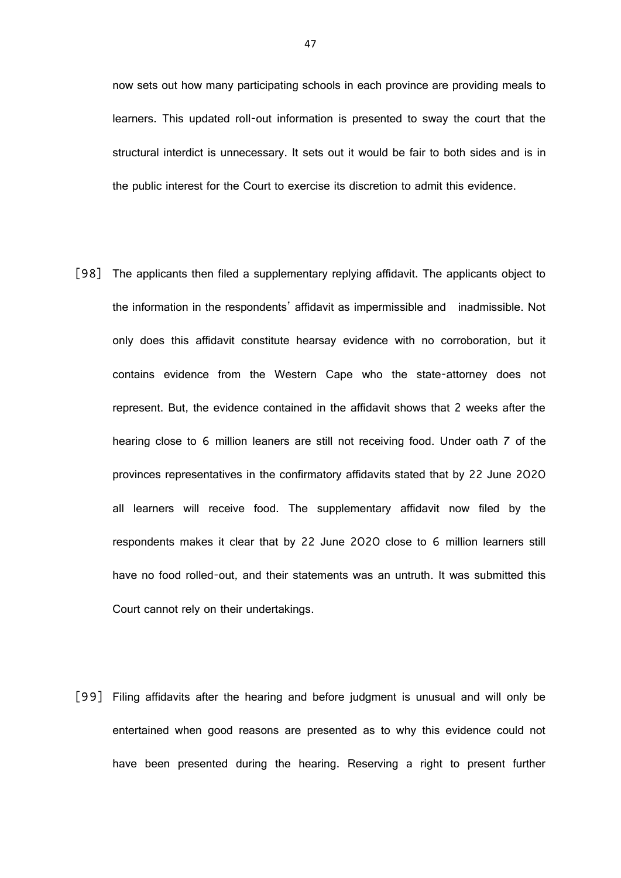now sets out how many participating schools in each province are providing meals to learners. This updated roll-out information is presented to sway the court that the structural interdict is unnecessary. It sets out it would be fair to both sides and is in the public interest for the Court to exercise its discretion to admit this evidence.

[98] The applicants then filed a supplementary replying affidavit. The applicants object to the information in the respondents' affidavit as impermissible and inadmissible. Not only does this affidavit constitute hearsay evidence with no corroboration, but it contains evidence from the Western Cape who the state-attorney does not represent. But, the evidence contained in the affidavit shows that 2 weeks after the hearing close to 6 million leaners are still not receiving food. Under oath 7 of the provinces representatives in the confirmatory affidavits stated that by 22 June 2020 all learners will receive food. The supplementary affidavit now filed by the respondents makes it clear that by 22 June 2020 close to 6 million learners still have no food rolled-out, and their statements was an untruth. It was submitted this Court cannot rely on their undertakings.

[99] Filing affidavits after the hearing and before judgment is unusual and will only be entertained when good reasons are presented as to why this evidence could not have been presented during the hearing. Reserving a right to present further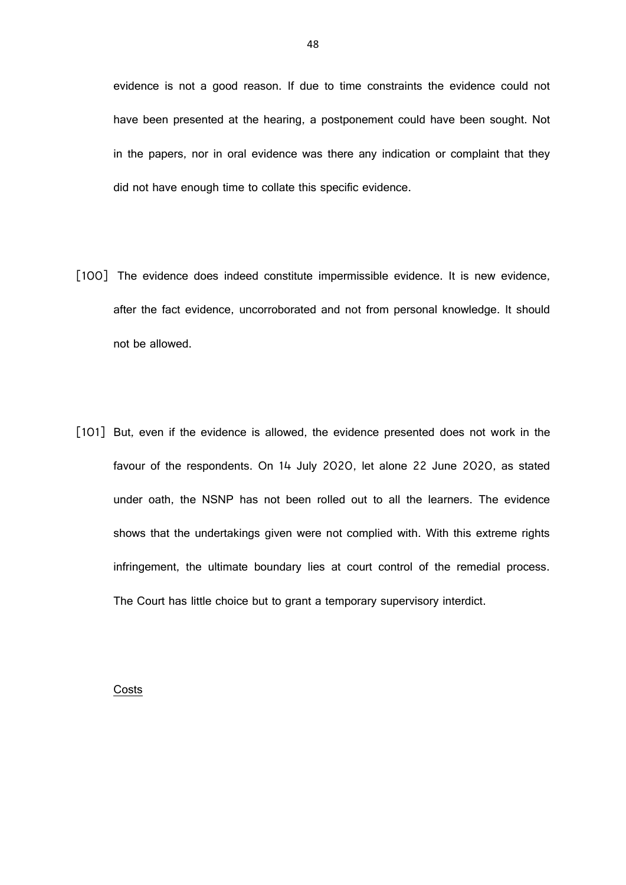evidence is not a good reason. If due to time constraints the evidence could not have been presented at the hearing, a postponement could have been sought. Not in the papers, nor in oral evidence was there any indication or complaint that they did not have enough time to collate this specific evidence.

[100] The evidence does indeed constitute impermissible evidence. It is new evidence, after the fact evidence, uncorroborated and not from personal knowledge. It should not be allowed.

[101] But, even if the evidence is allowed, the evidence presented does not work in the favour of the respondents. On 14 July 2020, let alone 22 June 2020, as stated under oath, the NSNP has not been rolled out to all the learners. The evidence shows that the undertakings given were not complied with. With this extreme rights infringement, the ultimate boundary lies at court control of the remedial process. The Court has little choice but to grant a temporary supervisory interdict.

<u>Costs</u>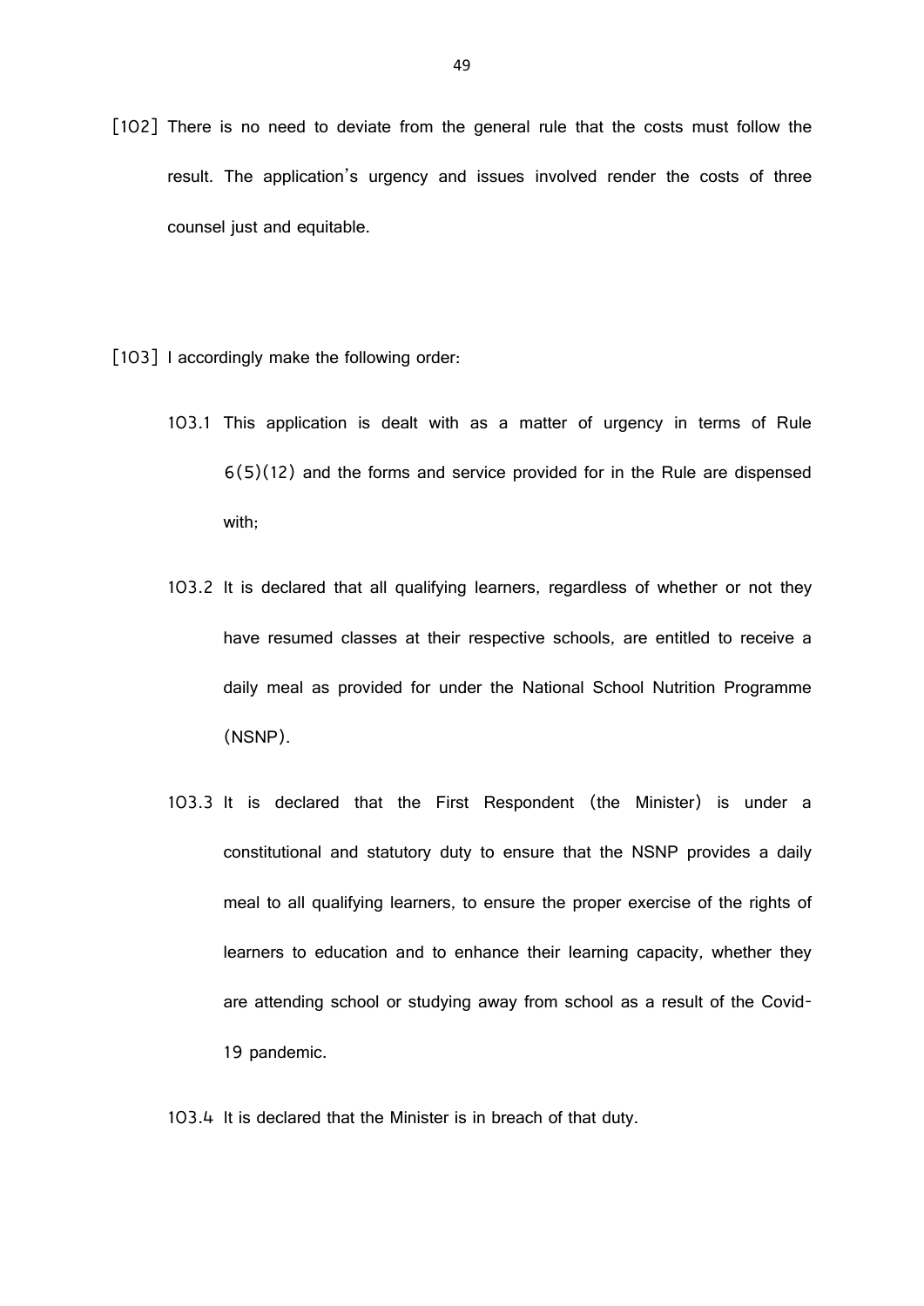[102] There is no need to deviate from the general rule that the costs must follow the result. The application's urgency and issues involved render the costs of three counsel just and equitable.

[103] I accordingly make the following order:

103.1 This application is dealt with as a matter of urgency in terms of Rule 6(5)(12) and the forms and service provided for in the Rule are dispensed with;

103.2 It is declared that all qualifying learners, regardless of whether or not they have resumed classes at their respective schools, are entitled to receive a daily meal as provided for under the National School Nutrition Programme (NSNP).

103.3 It is declared that the First Respondent (the Minister) is under a constitutional and statutory duty to ensure that the NSNP provides a daily meal to all qualifying learners, to ensure the proper exercise of the rights of learners to education and to enhance their learning capacity, whether they are attending school or studying away from school as a result of the Covid-19 pandemic.

103.4 It is declared that the Minister is in breach of that duty.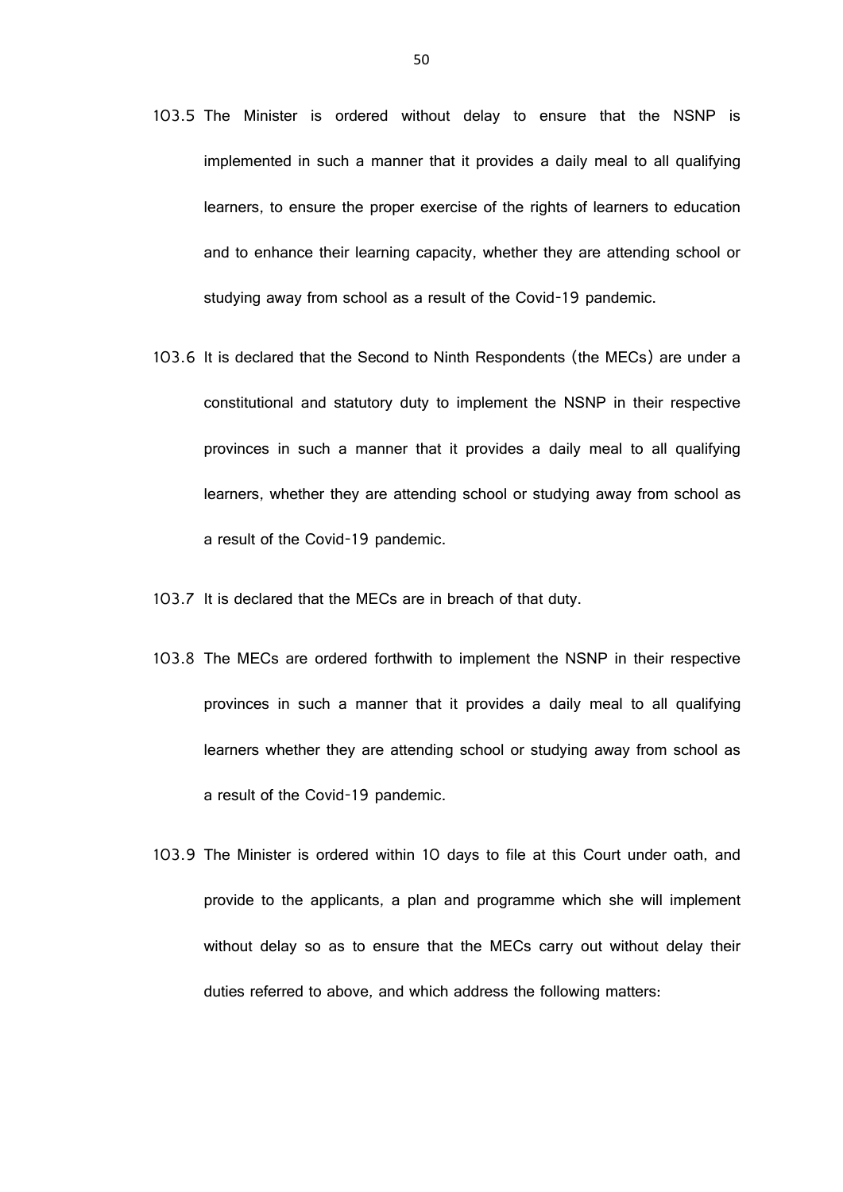103.5 The Minister is ordered without delay to ensure that the NSNP is implemented in such a manner that it provides a daily meal to all qualifying learners, to ensure the proper exercise of the rights of learners to education and to enhance their learning capacity, whether they are attending school or studying away from school as a result of the Covid-19 pandemic.

103.6 It is declared that the Second to Ninth Respondents (the MECs) are under a constitutional and statutory duty to implement the NSNP in their respective provinces in such a manner that it provides a daily meal to all qualifying learners, whether they are attending school or studying away from school as a result of the Covid-19 pandemic.

103.7 It is declared that the MECs are in breach of that duty.

103.8 The MECs are ordered forthwith to implement the NSNP in their respective provinces in such a manner that it provides a daily meal to all qualifying learners whether they are attending school or studying away from school as a result of the Covid-19 pandemic.

103.9 The Minister is ordered within 10 days to file at this Court under oath, and provide to the applicants, a plan and programme which she will implement without delay so as to ensure that the MECs carry out without delay their duties referred to above, and which address the following matters: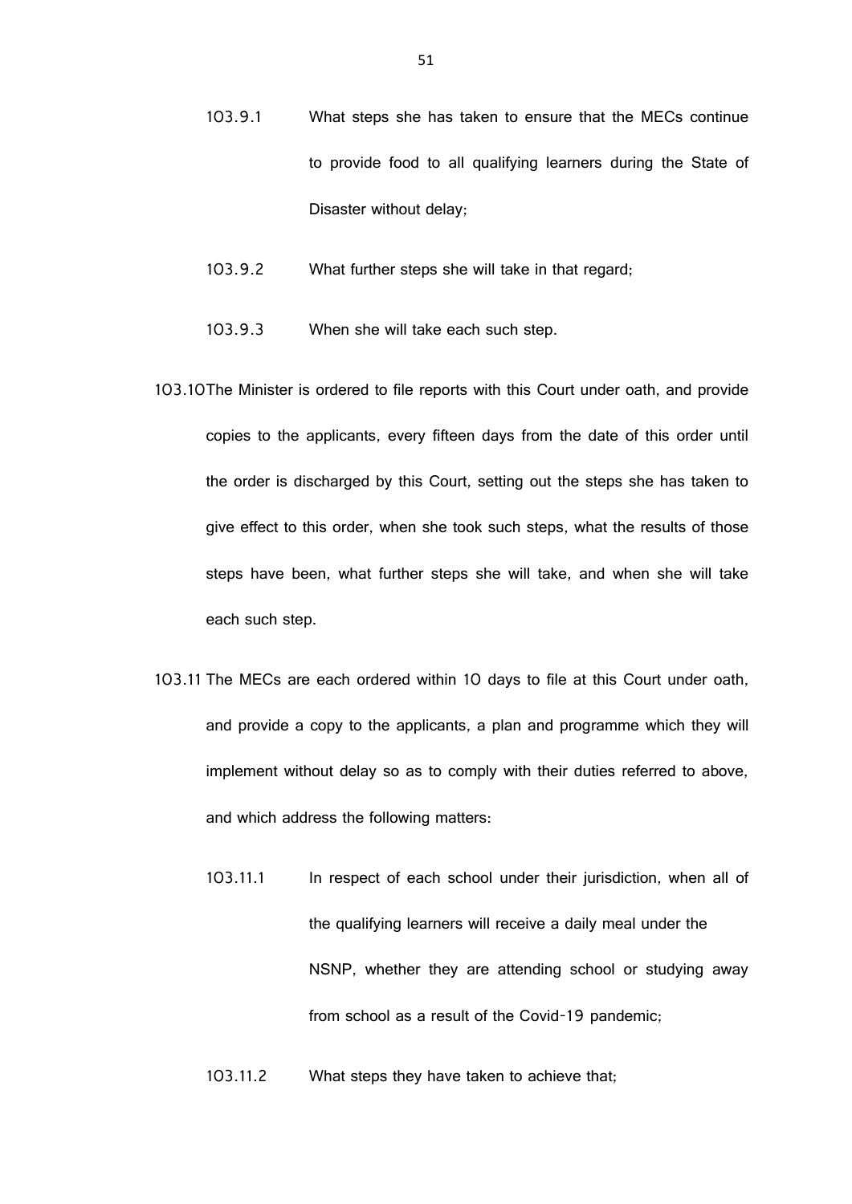103.9.1 What steps she has taken to ensure that the MECs continue to provide food to all qualifying learners during the State of Disaster without delay;

103.9.2 What further steps she will take in that regard;

103.9.3 When she will take each such step.

103.10 The Minister is ordered to file reports with this Court under oath, and provide copies to the applicants, every fifteen days from the date of this order until the order is discharged by this Court, setting out the steps she has taken to give effect to this order, when she took such steps, what the results of those steps have been, what further steps she will take, and when she will take each such step.

103.11 The MECs are each ordered within 10 days to file at this Court under oath, and provide a copy to the applicants, a plan and programme which they will implement without delay so as to comply with their duties referred to above, and which address the following matters:

103.11.1 In respect of each school under their jurisdiction, when all of the qualifying learners will receive a daily meal under the NSNP, whether they are attending school or studying away from school as a result of the Covid-19 pandemic;

103.11.2 What steps they have taken to achieve that;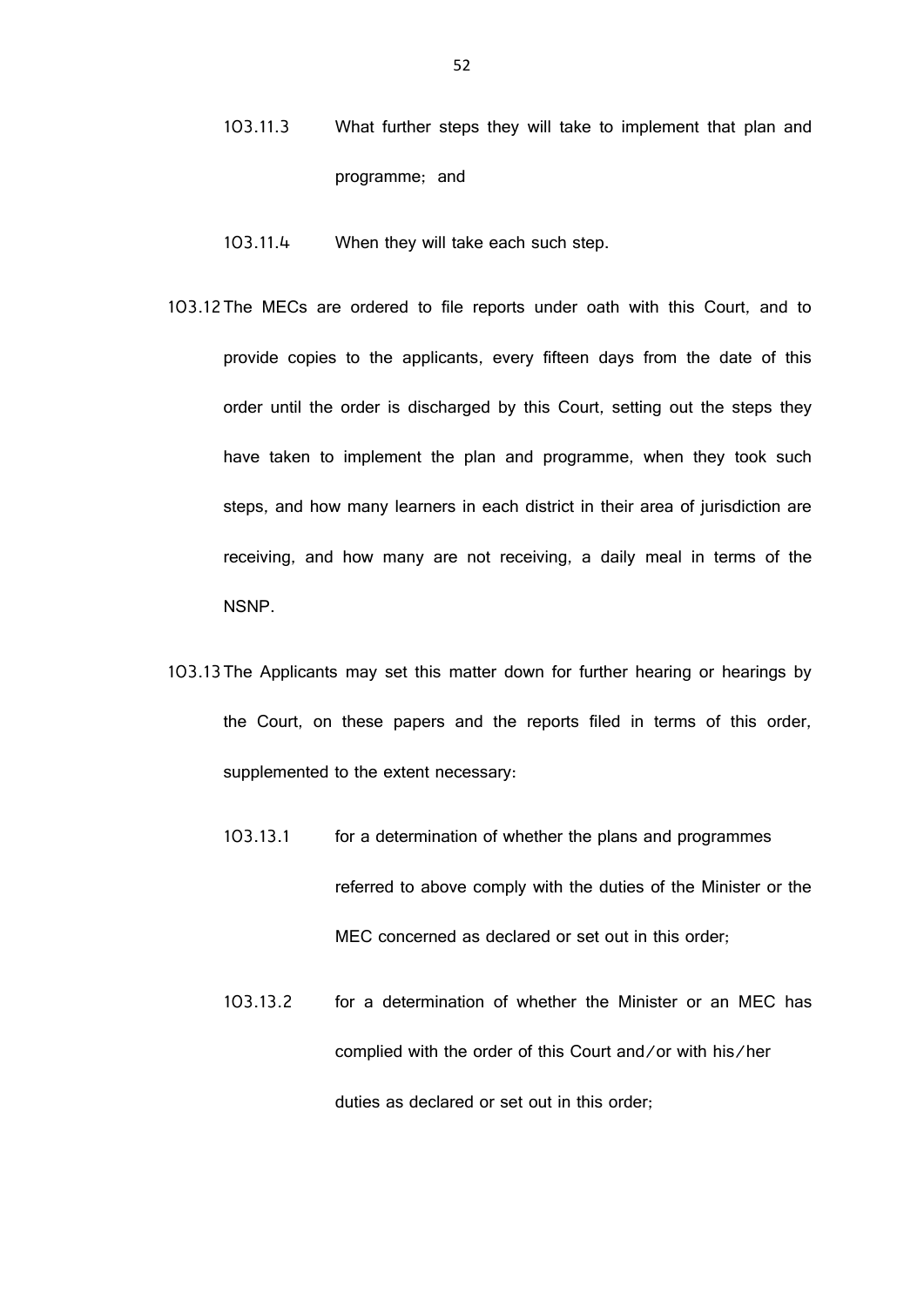103.11.3 What further steps they will take to implement that plan and programme; and

103.11.4 When they will take each such step.

103.12 The MECs are ordered to file reports under oath with this Court, and to provide copies to the applicants, every fifteen days from the date of this order until the order is discharged by this Court, setting out the steps they have taken to implement the plan and programme, when they took such steps, and how many learners in each district in their area of jurisdiction are receiving, and how many are not receiving, a daily meal in terms of the NSNP.

103.13 The Applicants may set this matter down for further hearing or hearings by the Court, on these papers and the reports filed in terms of this order, supplemented to the extent necessary:

103.13.1 for a determination of whether the plans and programmes referred to above comply with the duties of the Minister or the MEC concerned as declared or set out in this order;

103.13.2 for a determination of whether the Minister or an MEC has complied with the order of this Court and/or with his/her duties as declared or set out in this order;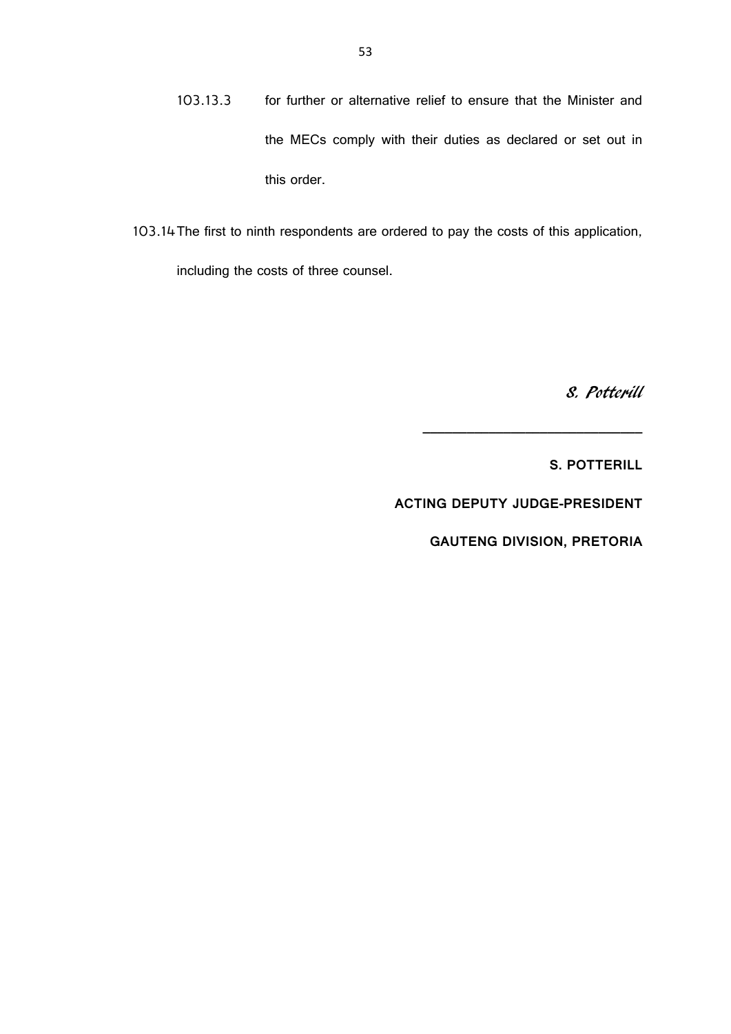103.13.3 for further or alternative relief to ensure that the Minister and the MECs comply with their duties as declared or set out in this order.

103.14 The first to ninth respondents are ordered to pay the costs of this application, including the costs of three counsel.

*S. Potterill*

\_\_\_\_\_\_\_\_\_\_\_\_\_\_\_\_\_\_\_\_\_\_\_\_\_\_\_\_\_\_

**S. POTTERILL**

**ACTING DEPUTY JUDGE-PRESIDENT**

**GAUTENG DIVISION, PRETORIA**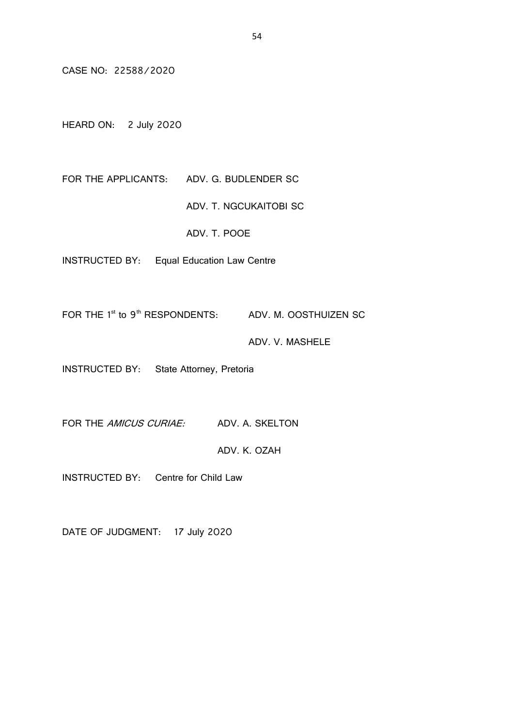CASE NO: 22588/2020

HEARD ON: 2 July 2020

FOR THE APPLICANTS: ADV. G. BUDLENDER SC

ADV. T. NGCUKAITOBI SC

ADV. T. POOE

INSTRUCTED BY: Equal Education Law Centre

FOR THE 1st to 9th RESPONDENTS: ADV. M. OOSTHUIZEN SC

ADV. V. MASHELE

INSTRUCTED BY: State Attorney, Pretoria

FOR THE *AMICUS CURIAE:* ADV. A. SKELTON

ADV. K. OZAH

INSTRUCTED BY: Centre for Child Law

DATE OF JUDGMENT: 17 July 2020